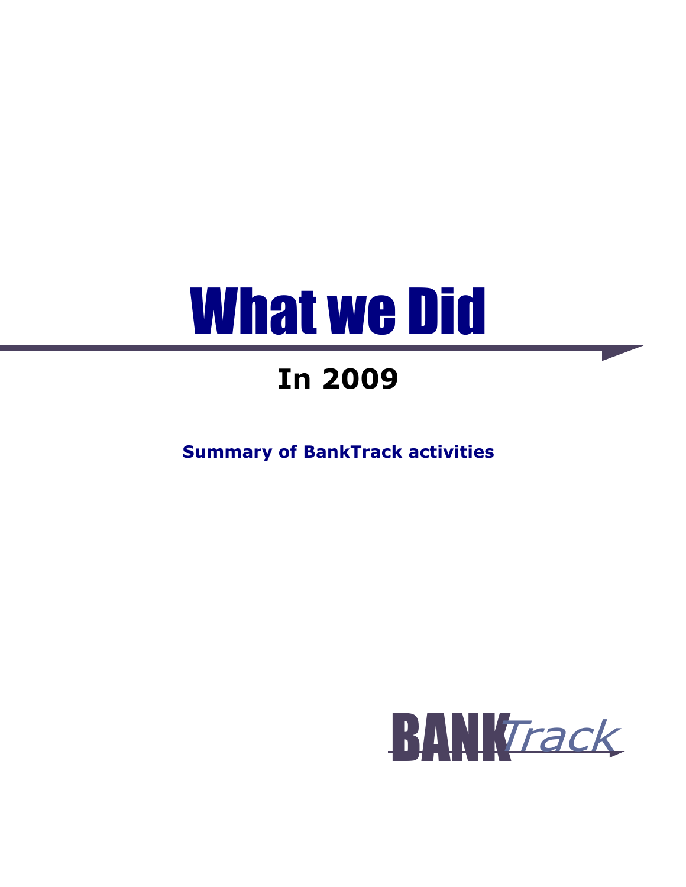# What we Did

## In 2009

**Summary of BankTrack activities**

BANKTrack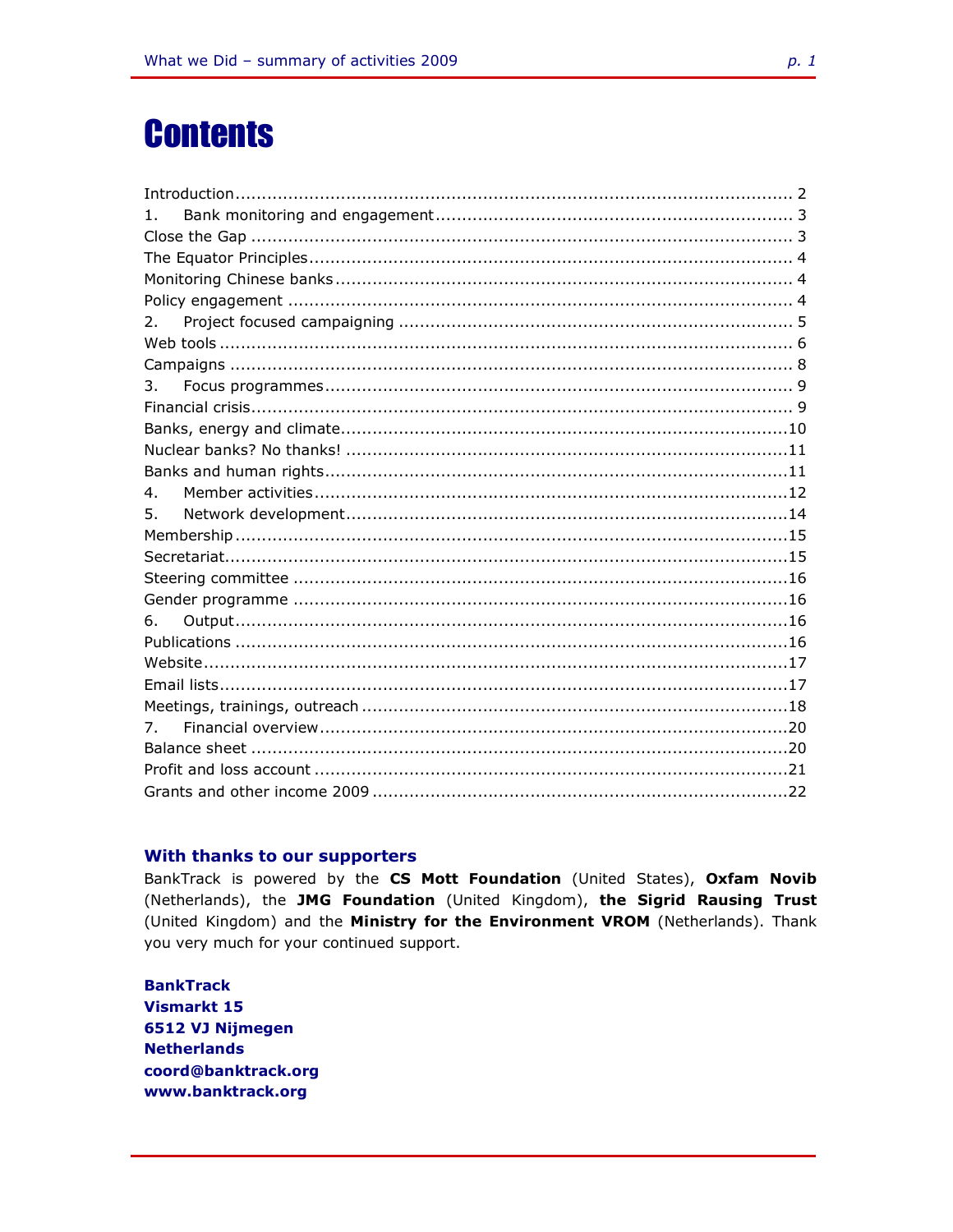# Contents

Introduction.......................................................................................................... 2
1. Bank monitoring and engagement.................................................................... 3
Close the Gap ...................................................................................................... 3
The Equator Principles........................................................................................... 4
Monitoring Chinese banks...................................................................................... 4
Policy engagement ............................................................................................... 4
2. Project focused campaigning ........................................................................... 5
Web tools ............................................................................................................ 6
Campaigns .......................................................................................................... 8
3. Focus programmes......................................................................................... 9
Financial crisis...................................................................................................... 9
Banks, energy and climate....................................................................................10
Nuclear banks? No thanks! ...................................................................................11
Banks and human rights.......................................................................................11
4. Member activities..........................................................................................12
5. Network development....................................................................................14
Membership.........................................................................................................15
Secretariat...........................................................................................................15
Steering committee ..............................................................................................16
Gender programme ..............................................................................................16
6. Output..........................................................................................................16
Publications .........................................................................................................16
Website...............................................................................................................17
Email lists............................................................................................................17
Meetings, trainings, outreach ................................................................................18
7. Financial overview.........................................................................................20
Balance sheet ......................................................................................................20
Profit and loss account .........................................................................................21
Grants and other income 2009 ..............................................................................22

### With thanks to our supporters

BankTrack is powered by the **CS Mott Foundation** (United States), **Oxfam Novib** (Netherlands), the **JMG Foundation** (United Kingdom), **the Sigrid Rausing Trust** (United Kingdom) and the **Ministry for the Environment VROM** (Netherlands). Thank you very much for your continued support.

**BankTrack**
**Vismarkt 15**
**6512 VJ Nijmegen**
**Netherlands**
**coord@banktrack.org**
**www.banktrack.org**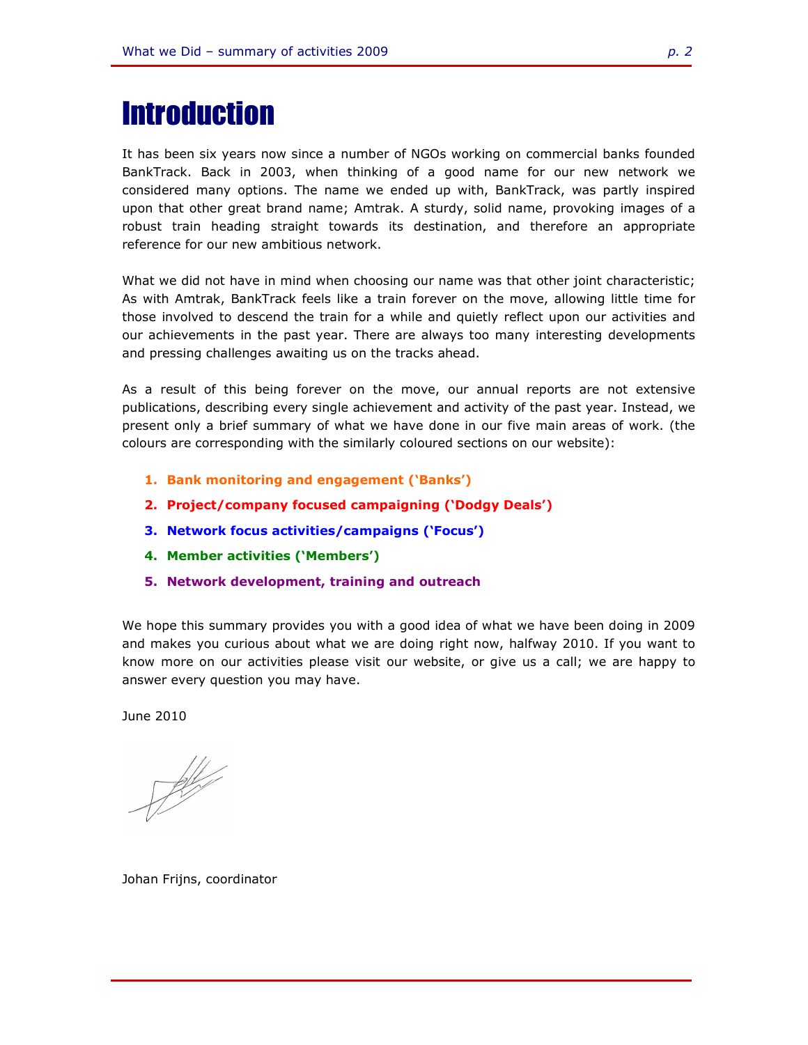# Introduction

It has been six years now since a number of NGOs working on commercial banks founded BankTrack. Back in 2003, when thinking of a good name for our new network we considered many options. The name we ended up with, BankTrack, was partly inspired upon that other great brand name; Amtrak. A sturdy, solid name, provoking images of a robust train heading straight towards its destination, and therefore an appropriate reference for our new ambitious network.

What we did not have in mind when choosing our name was that other joint characteristic; As with Amtrak, BankTrack feels like a train forever on the move, allowing little time for those involved to descend the train for a while and quietly reflect upon our activities and our achievements in the past year. There are always too many interesting developments and pressing challenges awaiting us on the tracks ahead.

As a result of this being forever on the move, our annual reports are not extensive publications, describing every single achievement and activity of the past year. Instead, we present only a brief summary of what we have done in our five main areas of work. (the colours are corresponding with the similarly coloured sections on our website):

1. **Bank monitoring and engagement ('Banks')**
2. **Project/company focused campaigning ('Dodgy Deals')**
3. **Network focus activities/campaigns ('Focus')**
4. **Member activities ('Members')**
5. **Network development, training and outreach**

We hope this summary provides you with a good idea of what we have been doing in 2009 and makes you curious about what we are doing right now, halfway 2010. If you want to know more on our activities please visit our website, or give us a call; we are happy to answer every question you may have.

June 2010

Johan Frijns, coordinator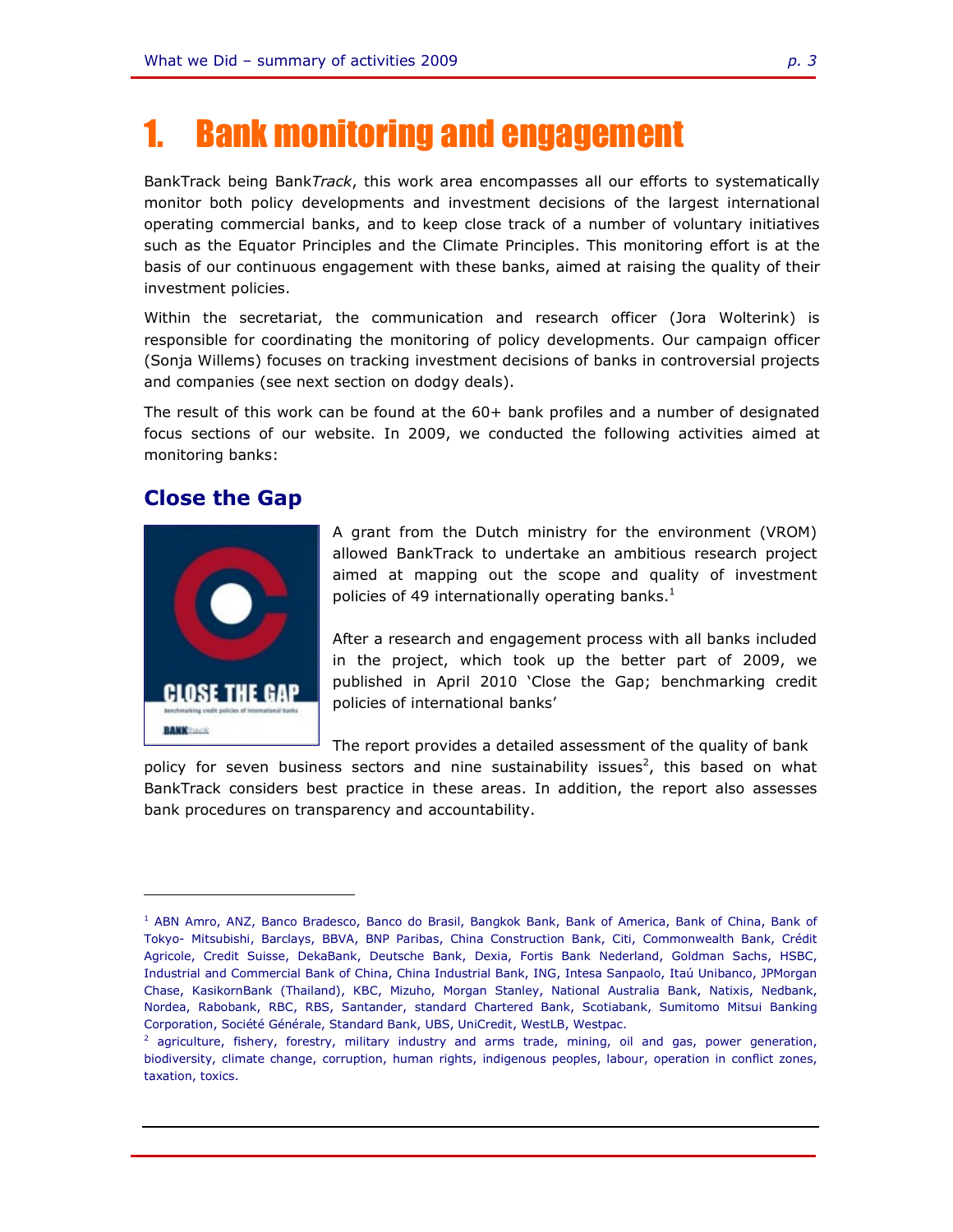# 1. Bank monitoring and engagement

BankTrack being Bank*Track*, this work area encompasses all our efforts to systematically monitor both policy developments and investment decisions of the largest international operating commercial banks, and to keep close track of a number of voluntary initiatives such as the Equator Principles and the Climate Principles. This monitoring effort is at the basis of our continuous engagement with these banks, aimed at raising the quality of their investment policies.

Within the secretariat, the communication and research officer (Jora Wolterink) is responsible for coordinating the monitoring of policy developments. Our campaign officer (Sonja Willems) focuses on tracking investment decisions of banks in controversial projects and companies (see next section on dodgy deals).

The result of this work can be found at the 60+ bank profiles and a number of designated focus sections of our website. In 2009, we conducted the following activities aimed at monitoring banks:

## Close the Gap

A grant from the Dutch ministry for the environment (VROM) allowed BankTrack to undertake an ambitious research project aimed at mapping out the scope and quality of investment policies of 49 internationally operating banks.[1]

After a research and engagement process with all banks included in the project, which took up the better part of 2009, we published in April 2010 'Close the Gap; benchmarking credit policies of international banks'

The report provides a detailed assessment of the quality of bank policy for seven business sectors and nine sustainability issues[2], this based on what BankTrack considers best practice in these areas. In addition, the report also assesses bank procedures on transparency and accountability.

---

[1] ABN Amro, ANZ, Banco Bradesco, Banco do Brasil, Bangkok Bank, Bank of America, Bank of China, Bank of Tokyo- Mitsubishi, Barclays, BBVA, BNP Paribas, China Construction Bank, Citi, Commonwealth Bank, Crédit Agricole, Credit Suisse, DekaBank, Deutsche Bank, Dexia, Fortis Bank Nederland, Goldman Sachs, HSBC, Industrial and Commercial Bank of China, China Industrial Bank, ING, Intesa Sanpaolo, Itaú Unibanco, JPMorgan Chase, KasikornBank (Thailand), KBC, Mizuho, Morgan Stanley, National Australia Bank, Natixis, Nedbank, Nordea, Rabobank, RBC, RBS, Santander, standard Chartered Bank, Scotiabank, Sumitomo Mitsui Banking Corporation, Société Générale, Standard Bank, UBS, UniCredit, WestLB, Westpac.

[2] agriculture, fishery, forestry, military industry and arms trade, mining, oil and gas, power generation, biodiversity, climate change, corruption, human rights, indigenous peoples, labour, operation in conflict zones, taxation, toxics.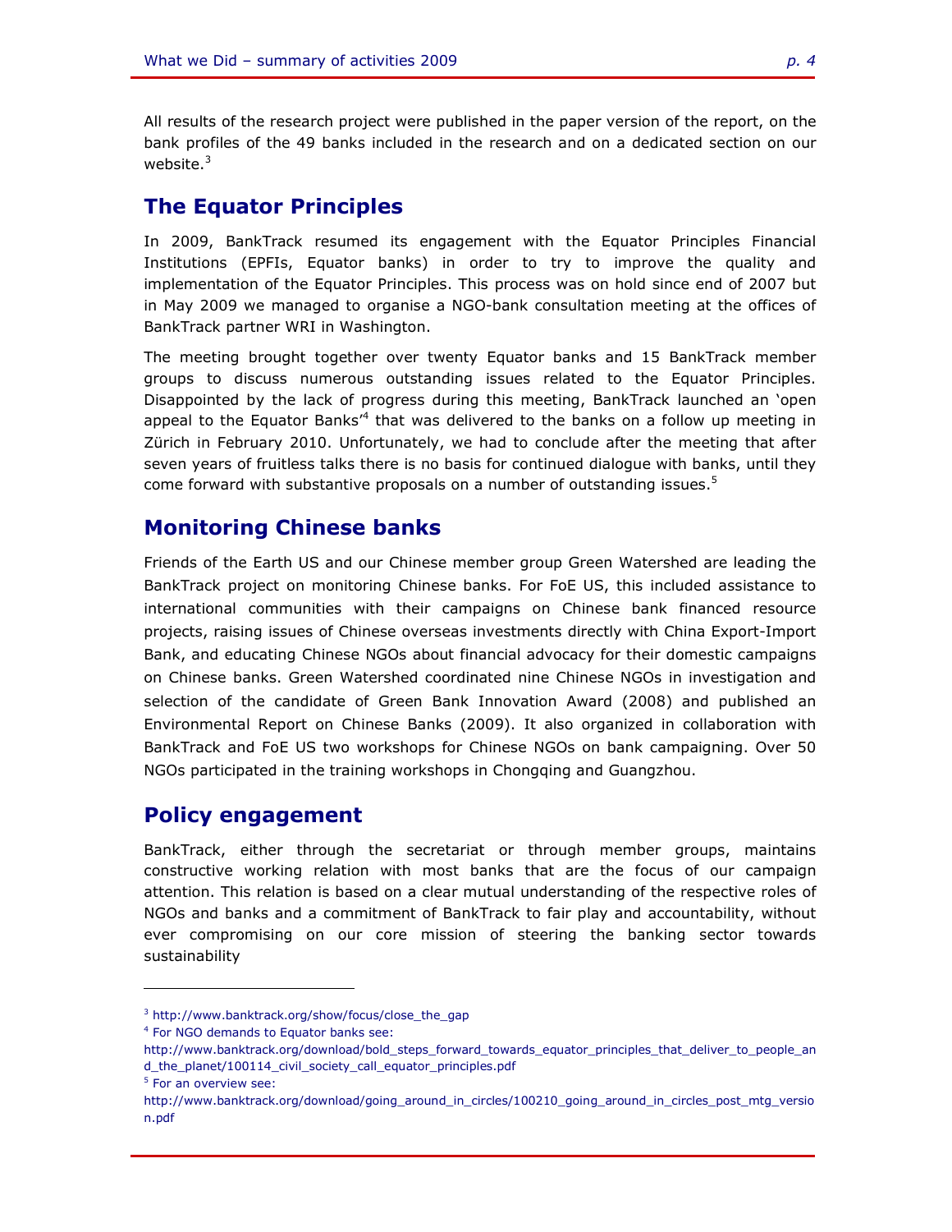All results of the research project were published in the paper version of the report, on the bank profiles of the 49 banks included in the research and on a dedicated section on our website.[3]

## The Equator Principles

In 2009, BankTrack resumed its engagement with the Equator Principles Financial Institutions (EPFIs, Equator banks) in order to try to improve the quality and implementation of the Equator Principles. This process was on hold since end of 2007 but in May 2009 we managed to organise a NGO-bank consultation meeting at the offices of BankTrack partner WRI in Washington.

The meeting brought together over twenty Equator banks and 15 BankTrack member groups to discuss numerous outstanding issues related to the Equator Principles. Disappointed by the lack of progress during this meeting, BankTrack launched an 'open appeal to the Equator Banks'[4] that was delivered to the banks on a follow up meeting in Zürich in February 2010. Unfortunately, we had to conclude after the meeting that after seven years of fruitless talks there is no basis for continued dialogue with banks, until they come forward with substantive proposals on a number of outstanding issues.[5]

## Monitoring Chinese banks

Friends of the Earth US and our Chinese member group Green Watershed are leading the BankTrack project on monitoring Chinese banks. For FoE US, this included assistance to international communities with their campaigns on Chinese bank financed resource projects, raising issues of Chinese overseas investments directly with China Export-Import Bank, and educating Chinese NGOs about financial advocacy for their domestic campaigns on Chinese banks. Green Watershed coordinated nine Chinese NGOs in investigation and selection of the candidate of Green Bank Innovation Award (2008) and published an Environmental Report on Chinese Banks (2009). It also organized in collaboration with BankTrack and FoE US two workshops for Chinese NGOs on bank campaigning. Over 50 NGOs participated in the training workshops in Chongqing and Guangzhou.

## Policy engagement

BankTrack, either through the secretariat or through member groups, maintains constructive working relation with most banks that are the focus of our campaign attention. This relation is based on a clear mutual understanding of the respective roles of NGOs and banks and a commitment of BankTrack to fair play and accountability, without ever compromising on our core mission of steering the banking sector towards sustainability

---

[3] http://www.banktrack.org/show/focus/close_the_gap

[4] For NGO demands to Equator banks see: http://www.banktrack.org/download/bold_steps_forward_towards_equator_principles_that_deliver_to_people_and_the_planet/100114_civil_society_call_equator_principles.pdf

[5] For an overview see: http://www.banktrack.org/download/going_around_in_circles/100210_going_around_in_circles_post_mtg_version.pdf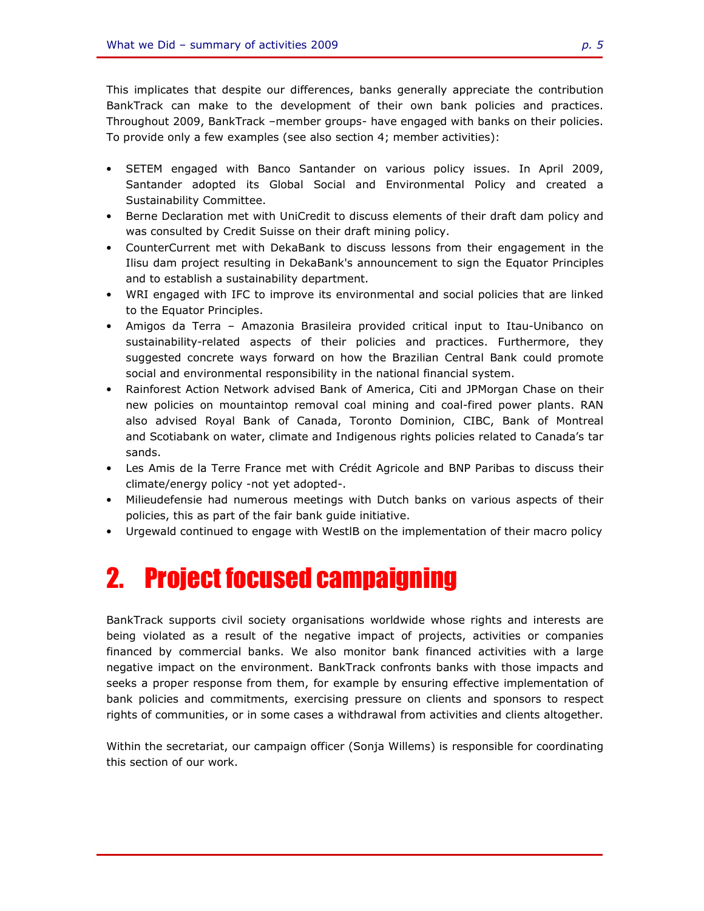This implicates that despite our differences, banks generally appreciate the contribution BankTrack can make to the development of their own bank policies and practices. Throughout 2009, BankTrack –member groups- have engaged with banks on their policies. To provide only a few examples (see also section 4; member activities):

- SETEM engaged with Banco Santander on various policy issues. In April 2009, Santander adopted its Global Social and Environmental Policy and created a Sustainability Committee.
- Berne Declaration met with UniCredit to discuss elements of their draft dam policy and was consulted by Credit Suisse on their draft mining policy.
- CounterCurrent met with DekaBank to discuss lessons from their engagement in the Ilisu dam project resulting in DekaBank's announcement to sign the Equator Principles and to establish a sustainability department.
- WRI engaged with IFC to improve its environmental and social policies that are linked to the Equator Principles.
- Amigos da Terra – Amazonia Brasileira provided critical input to Itau-Unibanco on sustainability-related aspects of their policies and practices. Furthermore, they suggested concrete ways forward on how the Brazilian Central Bank could promote social and environmental responsibility in the national financial system.
- Rainforest Action Network advised Bank of America, Citi and JPMorgan Chase on their new policies on mountaintop removal coal mining and coal-fired power plants. RAN also advised Royal Bank of Canada, Toronto Dominion, CIBC, Bank of Montreal and Scotiabank on water, climate and Indigenous rights policies related to Canada's tar sands.
- Les Amis de la Terre France met with Crédit Agricole and BNP Paribas to discuss their climate/energy policy -not yet adopted-.
- Milieudefensie had numerous meetings with Dutch banks on various aspects of their policies, this as part of the fair bank guide initiative.
- Urgewald continued to engage with WestlB on the implementation of their macro policy

# 2. Project focused campaigning

BankTrack supports civil society organisations worldwide whose rights and interests are being violated as a result of the negative impact of projects, activities or companies financed by commercial banks. We also monitor bank financed activities with a large negative impact on the environment. BankTrack confronts banks with those impacts and seeks a proper response from them, for example by ensuring effective implementation of bank policies and commitments, exercising pressure on clients and sponsors to respect rights of communities, or in some cases a withdrawal from activities and clients altogether.

Within the secretariat, our campaign officer (Sonja Willems) is responsible for coordinating this section of our work.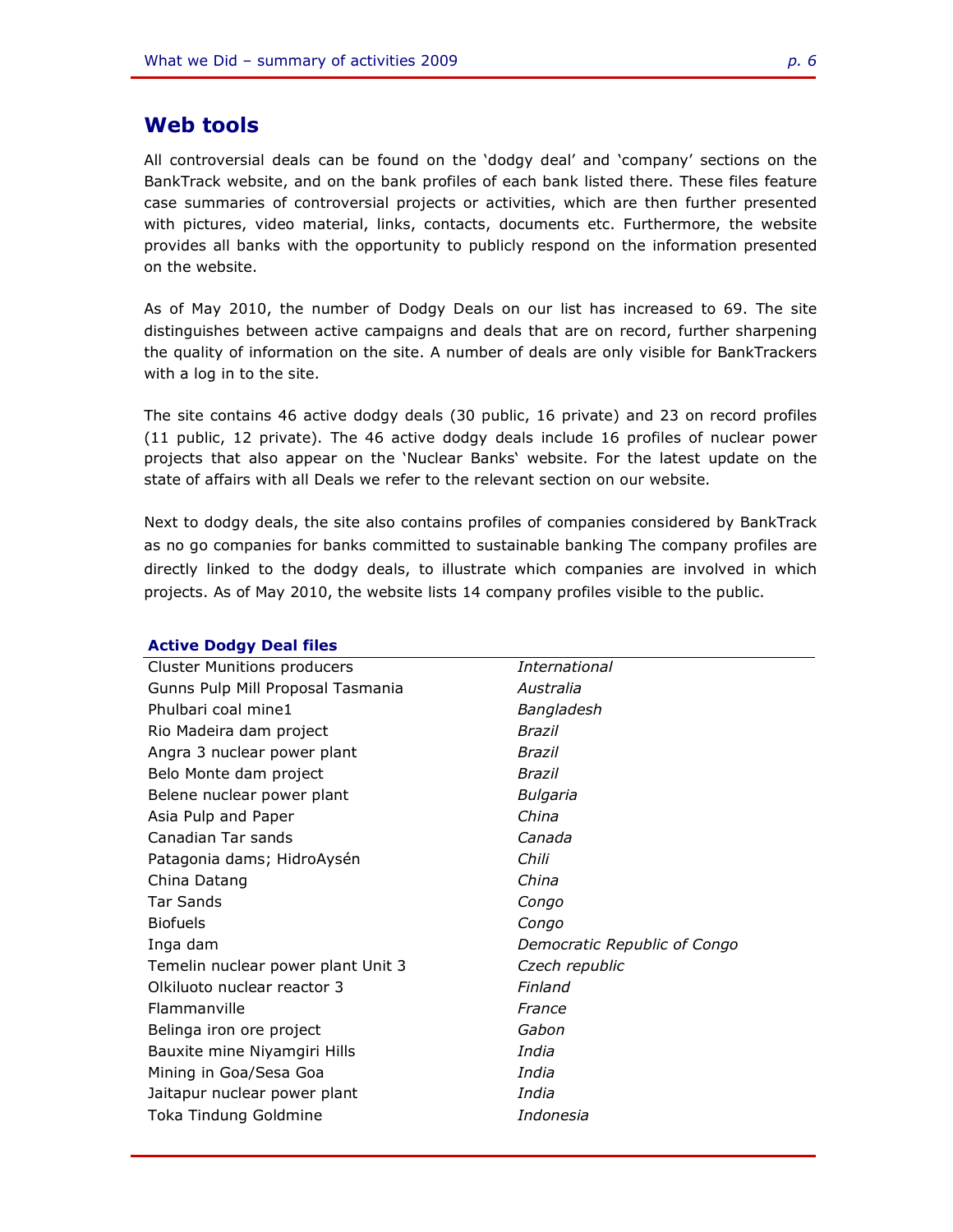## Web tools

All controversial deals can be found on the 'dodgy deal' and 'company' sections on the BankTrack website, and on the bank profiles of each bank listed there. These files feature case summaries of controversial projects or activities, which are then further presented with pictures, video material, links, contacts, documents etc. Furthermore, the website provides all banks with the opportunity to publicly respond on the information presented on the website.

As of May 2010, the number of Dodgy Deals on our list has increased to 69. The site distinguishes between active campaigns and deals that are on record, further sharpening the quality of information on the site. A number of deals are only visible for BankTrackers with a log in to the site.

The site contains 46 active dodgy deals (30 public, 16 private) and 23 on record profiles (11 public, 12 private). The 46 active dodgy deals include 16 profiles of nuclear power projects that also appear on the 'Nuclear Banks' website. For the latest update on the state of affairs with all Deals we refer to the relevant section on our website.

Next to dodgy deals, the site also contains profiles of companies considered by BankTrack as no go companies for banks committed to sustainable banking The company profiles are directly linked to the dodgy deals, to illustrate which companies are involved in which projects. As of May 2010, the website lists 14 company profiles visible to the public.

**Active Dodgy Deal files**

| | |
|---|---|
| Cluster Munitions producers | *International* |
| Gunns Pulp Mill Proposal Tasmania | *Australia* |
| Phulbari coal mine1 | *Bangladesh* |
| Rio Madeira dam project | *Brazil* |
| Angra 3 nuclear power plant | *Brazil* |
| Belo Monte dam project | *Brazil* |
| Belene nuclear power plant | *Bulgaria* |
| Asia Pulp and Paper | *China* |
| Canadian Tar sands | *Canada* |
| Patagonia dams; HidroAysén | *Chili* |
| China Datang | *China* |
| Tar Sands | *Congo* |
| Biofuels | *Congo* |
| Inga dam | *Democratic Republic of Congo* |
| Temelin nuclear power plant Unit 3 | *Czech republic* |
| Olkiluoto nuclear reactor 3 | *Finland* |
| Flammanville | *France* |
| Belinga iron ore project | *Gabon* |
| Bauxite mine Niyamgiri Hills | *India* |
| Mining in Goa/Sesa Goa | *India* |
| Jaitapur nuclear power plant | *India* |
| Toka Tindung Goldmine | *Indonesia* |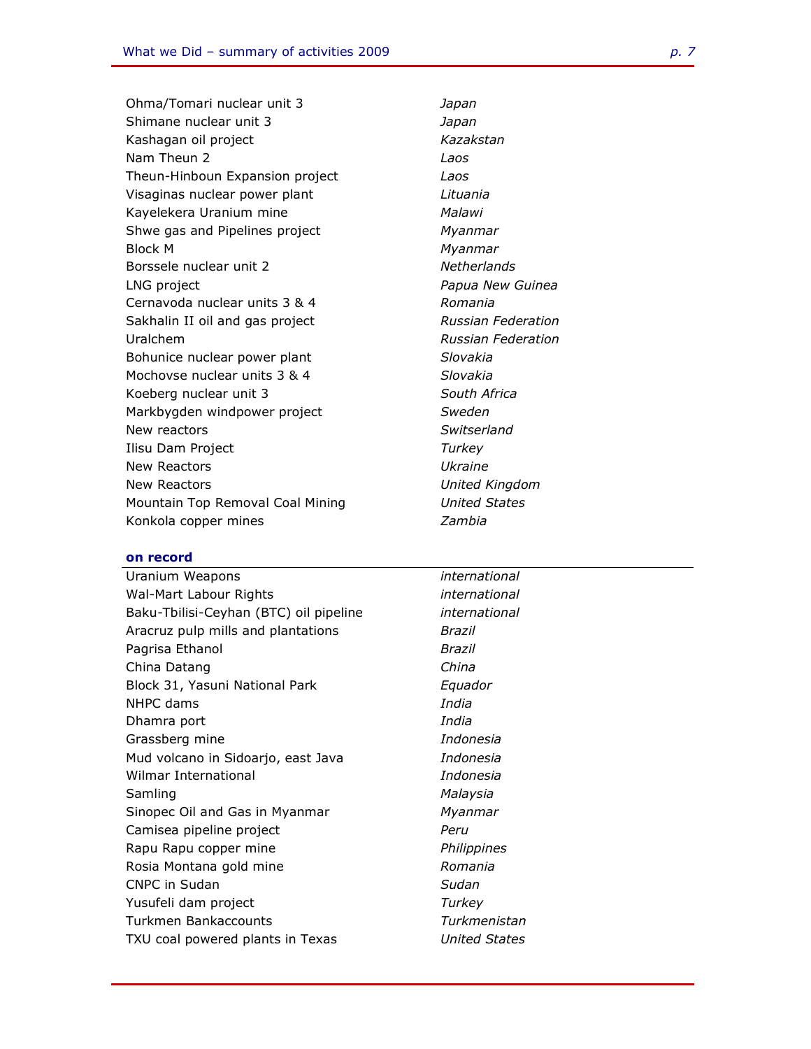| | |
|---|---|
| Ohma/Tomari nuclear unit 3 | *Japan* |
| Shimane nuclear unit 3 | *Japan* |
| Kashagan oil project | *Kazakstan* |
| Nam Theun 2 | *Laos* |
| Theun-Hinboun Expansion project | *Laos* |
| Visaginas nuclear power plant | *Lituania* |
| Kayelekera Uranium mine | *Malawi* |
| Shwe gas and Pipelines project | *Myanmar* |
| Block M | *Myanmar* |
| Borssele nuclear unit 2 | *Netherlands* |
| LNG project | *Papua New Guinea* |
| Cernavoda nuclear units 3 & 4 | *Romania* |
| Sakhalin II oil and gas project | *Russian Federation* |
| Uralchem | *Russian Federation* |
| Bohunice nuclear power plant | *Slovakia* |
| Mochovse nuclear units 3 & 4 | *Slovakia* |
| Koeberg nuclear unit 3 | *South Africa* |
| Markbygden windpower project | *Sweden* |
| New reactors | *Switserland* |
| Ilisu Dam Project | *Turkey* |
| New Reactors | *Ukraine* |
| New Reactors | *United Kingdom* |
| Mountain Top Removal Coal Mining | *United States* |
| Konkola copper mines | *Zambia* |

### on record

| | |
|---|---|
| Uranium Weapons | *international* |
| Wal-Mart Labour Rights | *international* |
| Baku-Tbilisi-Ceyhan (BTC) oil pipeline | *international* |
| Aracruz pulp mills and plantations | *Brazil* |
| Pagrisa Ethanol | *Brazil* |
| China Datang | *China* |
| Block 31, Yasuni National Park | *Equador* |
| NHPC dams | *India* |
| Dhamra port | *India* |
| Grassberg mine | *Indonesia* |
| Mud volcano in Sidoarjo, east Java | *Indonesia* |
| Wilmar International | *Indonesia* |
| Samling | *Malaysia* |
| Sinopec Oil and Gas in Myanmar | *Myanmar* |
| Camisea pipeline project | *Peru* |
| Rapu Rapu copper mine | *Philippines* |
| Rosia Montana gold mine | *Romania* |
| CNPC in Sudan | *Sudan* |
| Yusufeli dam project | *Turkey* |
| Turkmen Bankaccounts | *Turkmenistan* |
| TXU coal powered plants in Texas | *United States* |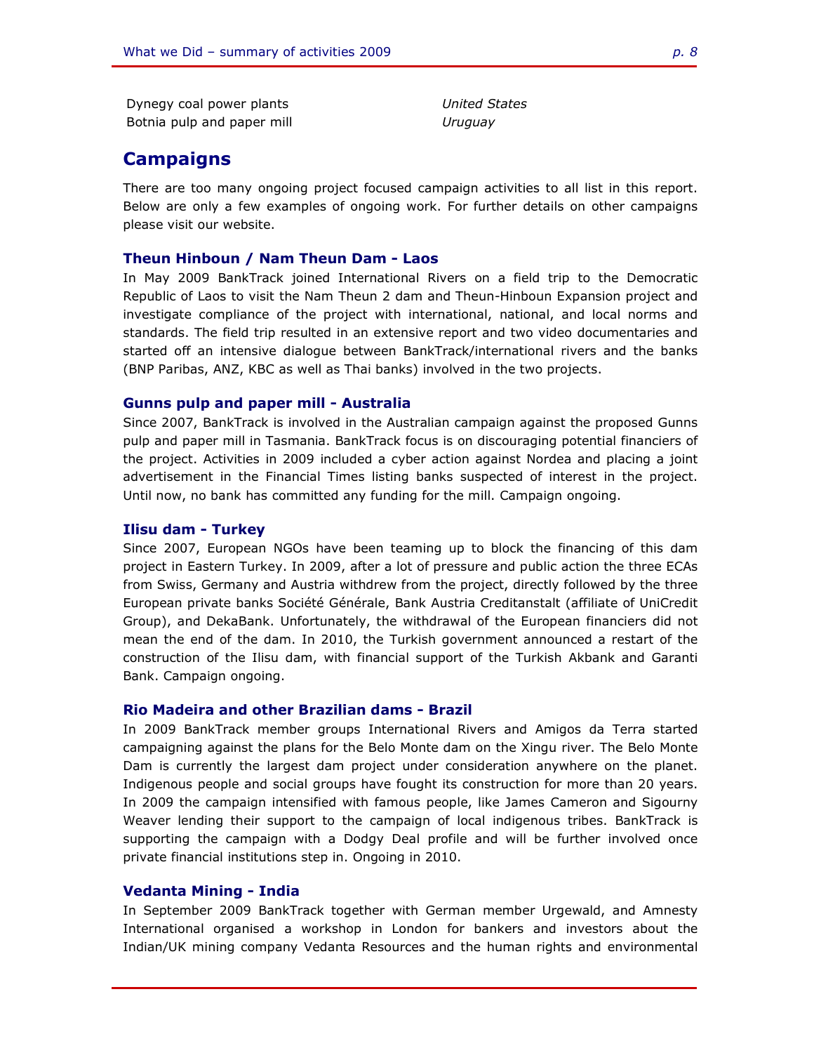| | |
|---|---|
| Dynegy coal power plants | *United States* |
| Botnia pulp and paper mill | *Uruguay* |

## Campaigns

There are too many ongoing project focused campaign activities to all list in this report. Below are only a few examples of ongoing work. For further details on other campaigns please visit our website.

### Theun Hinboun / Nam Theun Dam - Laos

In May 2009 BankTrack joined International Rivers on a field trip to the Democratic Republic of Laos to visit the Nam Theun 2 dam and Theun-Hinboun Expansion project and investigate compliance of the project with international, national, and local norms and standards. The field trip resulted in an extensive report and two video documentaries and started off an intensive dialogue between BankTrack/international rivers and the banks (BNP Paribas, ANZ, KBC as well as Thai banks) involved in the two projects.

### Gunns pulp and paper mill - Australia

Since 2007, BankTrack is involved in the Australian campaign against the proposed Gunns pulp and paper mill in Tasmania. BankTrack focus is on discouraging potential financiers of the project. Activities in 2009 included a cyber action against Nordea and placing a joint advertisement in the Financial Times listing banks suspected of interest in the project. Until now, no bank has committed any funding for the mill. Campaign ongoing.

### Ilisu dam - Turkey

Since 2007, European NGOs have been teaming up to block the financing of this dam project in Eastern Turkey. In 2009, after a lot of pressure and public action the three ECAs from Swiss, Germany and Austria withdrew from the project, directly followed by the three European private banks Société Générale, Bank Austria Creditanstalt (affiliate of UniCredit Group), and DekaBank. Unfortunately, the withdrawal of the European financiers did not mean the end of the dam. In 2010, the Turkish government announced a restart of the construction of the Ilisu dam, with financial support of the Turkish Akbank and Garanti Bank. Campaign ongoing.

### Rio Madeira and other Brazilian dams - Brazil

In 2009 BankTrack member groups International Rivers and Amigos da Terra started campaigning against the plans for the Belo Monte dam on the Xingu river. The Belo Monte Dam is currently the largest dam project under consideration anywhere on the planet. Indigenous people and social groups have fought its construction for more than 20 years. In 2009 the campaign intensified with famous people, like James Cameron and Sigourny Weaver lending their support to the campaign of local indigenous tribes. BankTrack is supporting the campaign with a Dodgy Deal profile and will be further involved once private financial institutions step in. Ongoing in 2010.

### Vedanta Mining - India

In September 2009 BankTrack together with German member Urgewald, and Amnesty International organised a workshop in London for bankers and investors about the Indian/UK mining company Vedanta Resources and the human rights and environmental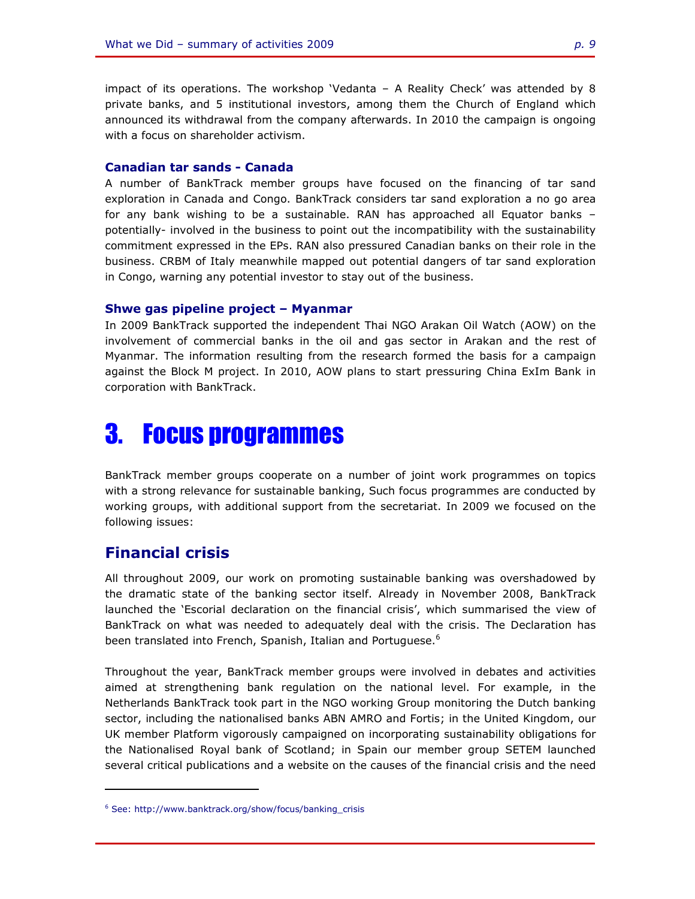impact of its operations. The workshop 'Vedanta – A Reality Check' was attended by 8 private banks, and 5 institutional investors, among them the Church of England which announced its withdrawal from the company afterwards. In 2010 the campaign is ongoing with a focus on shareholder activism.

### Canadian tar sands - Canada

A number of BankTrack member groups have focused on the financing of tar sand exploration in Canada and Congo. BankTrack considers tar sand exploration a no go area for any bank wishing to be a sustainable. RAN has approached all Equator banks – potentially- involved in the business to point out the incompatibility with the sustainability commitment expressed in the EPs. RAN also pressured Canadian banks on their role in the business. CRBM of Italy meanwhile mapped out potential dangers of tar sand exploration in Congo, warning any potential investor to stay out of the business.

### Shwe gas pipeline project – Myanmar

In 2009 BankTrack supported the independent Thai NGO Arakan Oil Watch (AOW) on the involvement of commercial banks in the oil and gas sector in Arakan and the rest of Myanmar. The information resulting from the research formed the basis for a campaign against the Block M project. In 2010, AOW plans to start pressuring China ExIm Bank in corporation with BankTrack.

# 3. Focus programmes

BankTrack member groups cooperate on a number of joint work programmes on topics with a strong relevance for sustainable banking, Such focus programmes are conducted by working groups, with additional support from the secretariat. In 2009 we focused on the following issues:

## Financial crisis

All throughout 2009, our work on promoting sustainable banking was overshadowed by the dramatic state of the banking sector itself. Already in November 2008, BankTrack launched the 'Escorial declaration on the financial crisis', which summarised the view of BankTrack on what was needed to adequately deal with the crisis. The Declaration has been translated into French, Spanish, Italian and Portuguese.[6]

Throughout the year, BankTrack member groups were involved in debates and activities aimed at strengthening bank regulation on the national level. For example, in the Netherlands BankTrack took part in the NGO working Group monitoring the Dutch banking sector, including the nationalised banks ABN AMRO and Fortis; in the United Kingdom, our UK member Platform vigorously campaigned on incorporating sustainability obligations for the Nationalised Royal bank of Scotland; in Spain our member group SETEM launched several critical publications and a website on the causes of the financial crisis and the need

---

[6] See: http://www.banktrack.org/show/focus/banking_crisis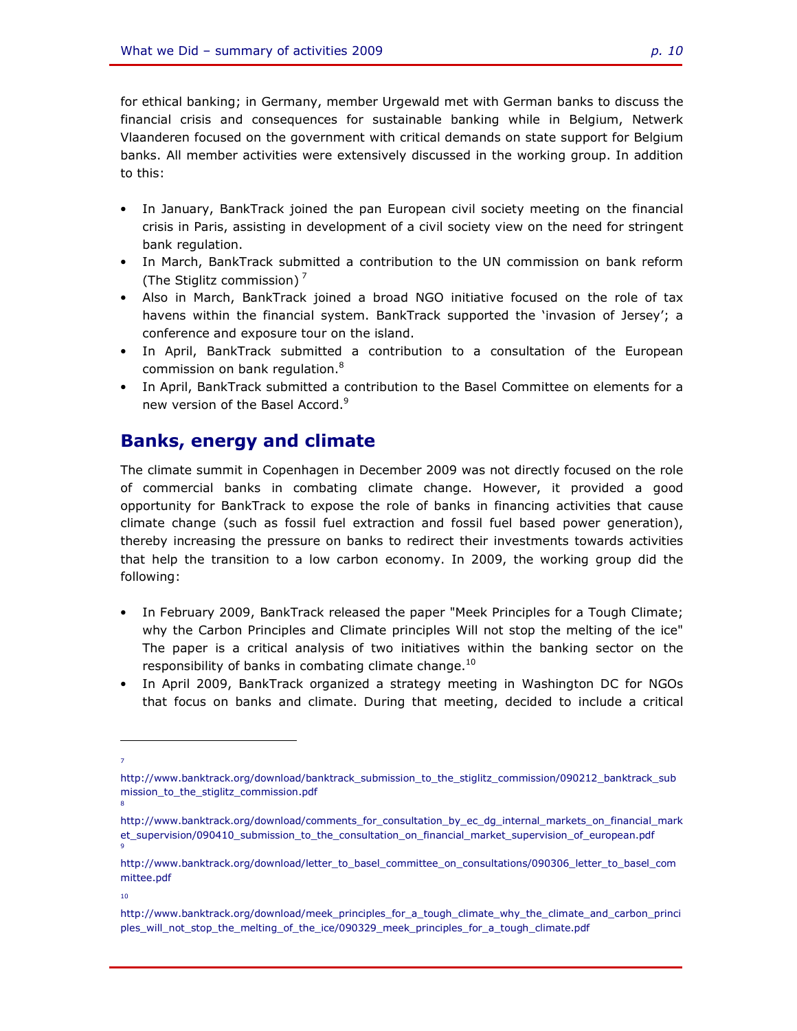for ethical banking; in Germany, member Urgewald met with German banks to discuss the financial crisis and consequences for sustainable banking while in Belgium, Netwerk Vlaanderen focused on the government with critical demands on state support for Belgium banks. All member activities were extensively discussed in the working group. In addition to this:

- In January, BankTrack joined the pan European civil society meeting on the financial crisis in Paris, assisting in development of a civil society view on the need for stringent bank regulation.
- In March, BankTrack submitted a contribution to the UN commission on bank reform (The Stiglitz commission) [7]
- Also in March, BankTrack joined a broad NGO initiative focused on the role of tax havens within the financial system. BankTrack supported the 'invasion of Jersey'; a conference and exposure tour on the island.
- In April, BankTrack submitted a contribution to a consultation of the European commission on bank regulation.[8]
- In April, BankTrack submitted a contribution to the Basel Committee on elements for a new version of the Basel Accord.[9]

## Banks, energy and climate

The climate summit in Copenhagen in December 2009 was not directly focused on the role of commercial banks in combating climate change. However, it provided a good opportunity for BankTrack to expose the role of banks in financing activities that cause climate change (such as fossil fuel extraction and fossil fuel based power generation), thereby increasing the pressure on banks to redirect their investments towards activities that help the transition to a low carbon economy. In 2009, the working group did the following:

- In February 2009, BankTrack released the paper "Meek Principles for a Tough Climate; why the Carbon Principles and Climate principles Will not stop the melting of the ice" The paper is a critical analysis of two initiatives within the banking sector on the responsibility of banks in combating climate change.[10]
- In April 2009, BankTrack organized a strategy meeting in Washington DC for NGOs that focus on banks and climate. During that meeting, decided to include a critical

---

[7] http://www.banktrack.org/download/banktrack_submission_to_the_stiglitz_commission/090212_banktrack_submission_to_the_stiglitz_commission.pdf

[8] http://www.banktrack.org/download/comments_for_consultation_by_ec_dg_internal_markets_on_financial_market_supervision/090410_submission_to_the_consultation_on_financial_market_supervision_of_european.pdf

[9] http://www.banktrack.org/download/letter_to_basel_committee_on_consultations/090306_letter_to_basel_committee.pdf

[10] http://www.banktrack.org/download/meek_principles_for_a_tough_climate_why_the_climate_and_carbon_principles_will_not_stop_the_melting_of_the_ice/090329_meek_principles_for_a_tough_climate.pdf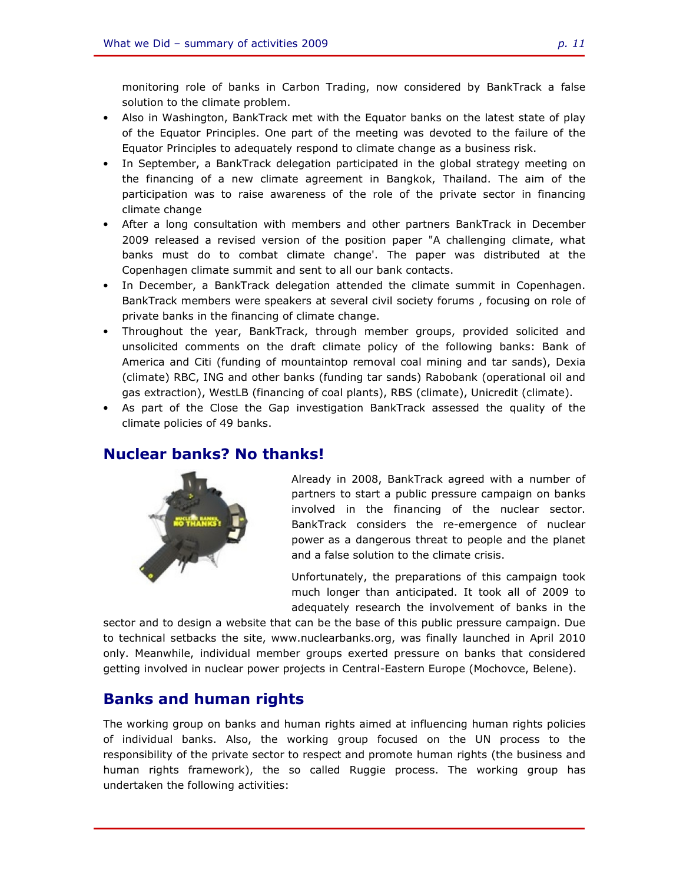monitoring role of banks in Carbon Trading, now considered by BankTrack a false solution to the climate problem.

- Also in Washington, BankTrack met with the Equator banks on the latest state of play of the Equator Principles. One part of the meeting was devoted to the failure of the Equator Principles to adequately respond to climate change as a business risk.
- In September, a BankTrack delegation participated in the global strategy meeting on the financing of a new climate agreement in Bangkok, Thailand. The aim of the participation was to raise awareness of the role of the private sector in financing climate change
- After a long consultation with members and other partners BankTrack in December 2009 released a revised version of the position paper "A challenging climate, what banks must do to combat climate change'. The paper was distributed at the Copenhagen climate summit and sent to all our bank contacts.
- In December, a BankTrack delegation attended the climate summit in Copenhagen. BankTrack members were speakers at several civil society forums , focusing on role of private banks in the financing of climate change.
- Throughout the year, BankTrack, through member groups, provided solicited and unsolicited comments on the draft climate policy of the following banks: Bank of America and Citi (funding of mountaintop removal coal mining and tar sands), Dexia (climate) RBC, ING and other banks (funding tar sands) Rabobank (operational oil and gas extraction), WestLB (financing of coal plants), RBS (climate), Unicredit (climate).
- As part of the Close the Gap investigation BankTrack assessed the quality of the climate policies of 49 banks.

## Nuclear banks? No thanks!

Already in 2008, BankTrack agreed with a number of partners to start a public pressure campaign on banks involved in the financing of the nuclear sector. BankTrack considers the re-emergence of nuclear power as a dangerous threat to people and the planet and a false solution to the climate crisis.

Unfortunately, the preparations of this campaign took much longer than anticipated. It took all of 2009 to adequately research the involvement of banks in the sector and to design a website that can be the base of this public pressure campaign. Due to technical setbacks the site, www.nuclearbanks.org, was finally launched in April 2010 only. Meanwhile, individual member groups exerted pressure on banks that considered getting involved in nuclear power projects in Central-Eastern Europe (Mochovce, Belene).

## Banks and human rights

The working group on banks and human rights aimed at influencing human rights policies of individual banks. Also, the working group focused on the UN process to the responsibility of the private sector to respect and promote human rights (the business and human rights framework), the so called Ruggie process. The working group has undertaken the following activities: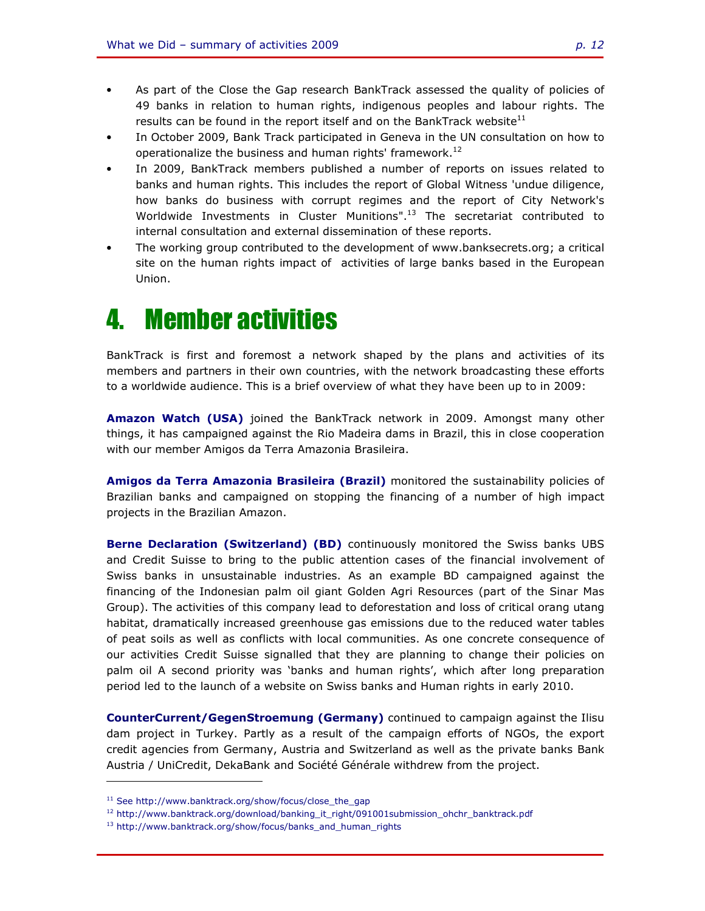- As part of the Close the Gap research BankTrack assessed the quality of policies of 49 banks in relation to human rights, indigenous peoples and labour rights. The results can be found in the report itself and on the BankTrack website[11]
- In October 2009, Bank Track participated in Geneva in the UN consultation on how to operationalize the business and human rights' framework.[12]
- In 2009, BankTrack members published a number of reports on issues related to banks and human rights. This includes the report of Global Witness 'undue diligence, how banks do business with corrupt regimes and the report of City Network's Worldwide Investments in Cluster Munitions".[13] The secretariat contributed to internal consultation and external dissemination of these reports.
- The working group contributed to the development of www.banksecrets.org; a critical site on the human rights impact of activities of large banks based in the European Union.

# 4. Member activities

BankTrack is first and foremost a network shaped by the plans and activities of its members and partners in their own countries, with the network broadcasting these efforts to a worldwide audience. This is a brief overview of what they have been up to in 2009:

**Amazon Watch (USA)** joined the BankTrack network in 2009. Amongst many other things, it has campaigned against the Rio Madeira dams in Brazil, this in close cooperation with our member Amigos da Terra Amazonia Brasileira.

**Amigos da Terra Amazonia Brasileira (Brazil)** monitored the sustainability policies of Brazilian banks and campaigned on stopping the financing of a number of high impact projects in the Brazilian Amazon.

**Berne Declaration (Switzerland) (BD)** continuously monitored the Swiss banks UBS and Credit Suisse to bring to the public attention cases of the financial involvement of Swiss banks in unsustainable industries. As an example BD campaigned against the financing of the Indonesian palm oil giant Golden Agri Resources (part of the Sinar Mas Group). The activities of this company lead to deforestation and loss of critical orang utang habitat, dramatically increased greenhouse gas emissions due to the reduced water tables of peat soils as well as conflicts with local communities. As one concrete consequence of our activities Credit Suisse signalled that they are planning to change their policies on palm oil A second priority was 'banks and human rights', which after long preparation period led to the launch of a website on Swiss banks and Human rights in early 2010.

**CounterCurrent/GegenStroemung (Germany)** continued to campaign against the Ilisu dam project in Turkey. Partly as a result of the campaign efforts of NGOs, the export credit agencies from Germany, Austria and Switzerland as well as the private banks Bank Austria / UniCredit, DekaBank and Société Générale withdrew from the project.

---

[11] See http://www.banktrack.org/show/focus/close_the_gap

[12] http://www.banktrack.org/download/banking_it_right/091001submission_ohchr_banktrack.pdf

[13] http://www.banktrack.org/show/focus/banks_and_human_rights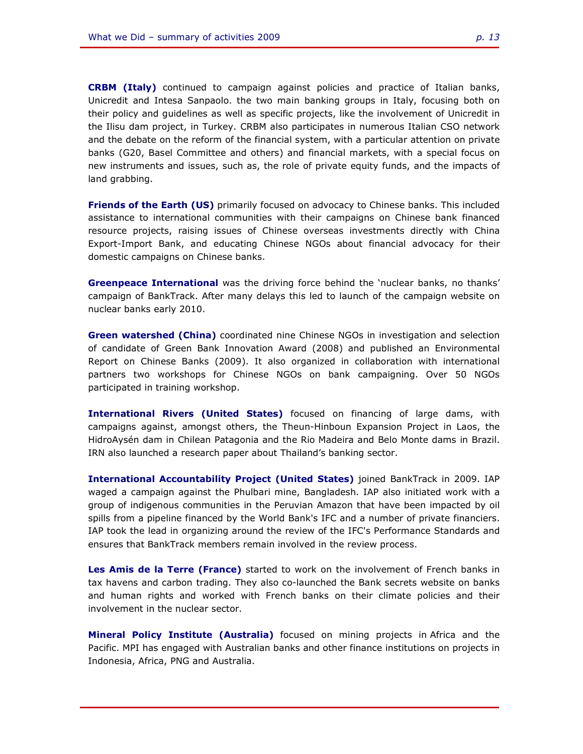**CRBM (Italy)** continued to campaign against policies and practice of Italian banks, Unicredit and Intesa Sanpaolo. the two main banking groups in Italy, focusing both on their policy and guidelines as well as specific projects, like the involvement of Unicredit in the Ilisu dam project, in Turkey. CRBM also participates in numerous Italian CSO network and the debate on the reform of the financial system, with a particular attention on private banks (G20, Basel Committee and others) and financial markets, with a special focus on new instruments and issues, such as, the role of private equity funds, and the impacts of land grabbing.

**Friends of the Earth (US)** primarily focused on advocacy to Chinese banks. This included assistance to international communities with their campaigns on Chinese bank financed resource projects, raising issues of Chinese overseas investments directly with China Export-Import Bank, and educating Chinese NGOs about financial advocacy for their domestic campaigns on Chinese banks.

**Greenpeace International** was the driving force behind the 'nuclear banks, no thanks' campaign of BankTrack. After many delays this led to launch of the campaign website on nuclear banks early 2010.

**Green watershed (China)** coordinated nine Chinese NGOs in investigation and selection of candidate of Green Bank Innovation Award (2008) and published an Environmental Report on Chinese Banks (2009). It also organized in collaboration with international partners two workshops for Chinese NGOs on bank campaigning. Over 50 NGOs participated in training workshop.

**International Rivers (United States)** focused on financing of large dams, with campaigns against, amongst others, the Theun-Hinboun Expansion Project in Laos, the HidroAysén dam in Chilean Patagonia and the Rio Madeira and Belo Monte dams in Brazil. IRN also launched a research paper about Thailand's banking sector.

**International Accountability Project (United States)** joined BankTrack in 2009. IAP waged a campaign against the Phulbari mine, Bangladesh. IAP also initiated work with a group of indigenous communities in the Peruvian Amazon that have been impacted by oil spills from a pipeline financed by the World Bank's IFC and a number of private financiers. IAP took the lead in organizing around the review of the IFC's Performance Standards and ensures that BankTrack members remain involved in the review process.

**Les Amis de la Terre (France)** started to work on the involvement of French banks in tax havens and carbon trading. They also co-launched the Bank secrets website on banks and human rights and worked with French banks on their climate policies and their involvement in the nuclear sector.

**Mineral Policy Institute (Australia)** focused on mining projects in Africa and the Pacific. MPI has engaged with Australian banks and other finance institutions on projects in Indonesia, Africa, PNG and Australia.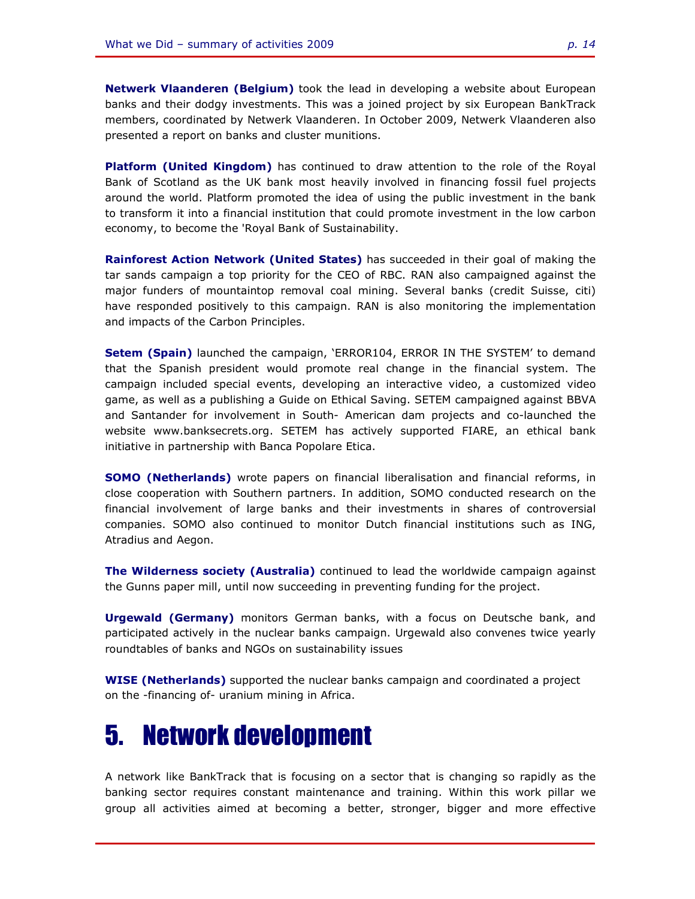**Netwerk Vlaanderen (Belgium)** took the lead in developing a website about European banks and their dodgy investments. This was a joined project by six European BankTrack members, coordinated by Netwerk Vlaanderen. In October 2009, Netwerk Vlaanderen also presented a report on banks and cluster munitions.

**Platform (United Kingdom)** has continued to draw attention to the role of the Royal Bank of Scotland as the UK bank most heavily involved in financing fossil fuel projects around the world. Platform promoted the idea of using the public investment in the bank to transform it into a financial institution that could promote investment in the low carbon economy, to become the 'Royal Bank of Sustainability.

**Rainforest Action Network (United States)** has succeeded in their goal of making the tar sands campaign a top priority for the CEO of RBC. RAN also campaigned against the major funders of mountaintop removal coal mining. Several banks (credit Suisse, citi) have responded positively to this campaign. RAN is also monitoring the implementation and impacts of the Carbon Principles.

**Setem (Spain)** launched the campaign, 'ERROR104, ERROR IN THE SYSTEM' to demand that the Spanish president would promote real change in the financial system. The campaign included special events, developing an interactive video, a customized video game, as well as a publishing a Guide on Ethical Saving. SETEM campaigned against BBVA and Santander for involvement in South- American dam projects and co-launched the website www.banksecrets.org. SETEM has actively supported FIARE, an ethical bank initiative in partnership with Banca Popolare Etica.

**SOMO (Netherlands)** wrote papers on financial liberalisation and financial reforms, in close cooperation with Southern partners. In addition, SOMO conducted research on the financial involvement of large banks and their investments in shares of controversial companies. SOMO also continued to monitor Dutch financial institutions such as ING, Atradius and Aegon.

**The Wilderness society (Australia)** continued to lead the worldwide campaign against the Gunns paper mill, until now succeeding in preventing funding for the project.

**Urgewald (Germany)** monitors German banks, with a focus on Deutsche bank, and participated actively in the nuclear banks campaign. Urgewald also convenes twice yearly roundtables of banks and NGOs on sustainability issues

**WISE (Netherlands)** supported the nuclear banks campaign and coordinated a project on the -financing of- uranium mining in Africa.

# 5. Network development

A network like BankTrack that is focusing on a sector that is changing so rapidly as the banking sector requires constant maintenance and training. Within this work pillar we group all activities aimed at becoming a better, stronger, bigger and more effective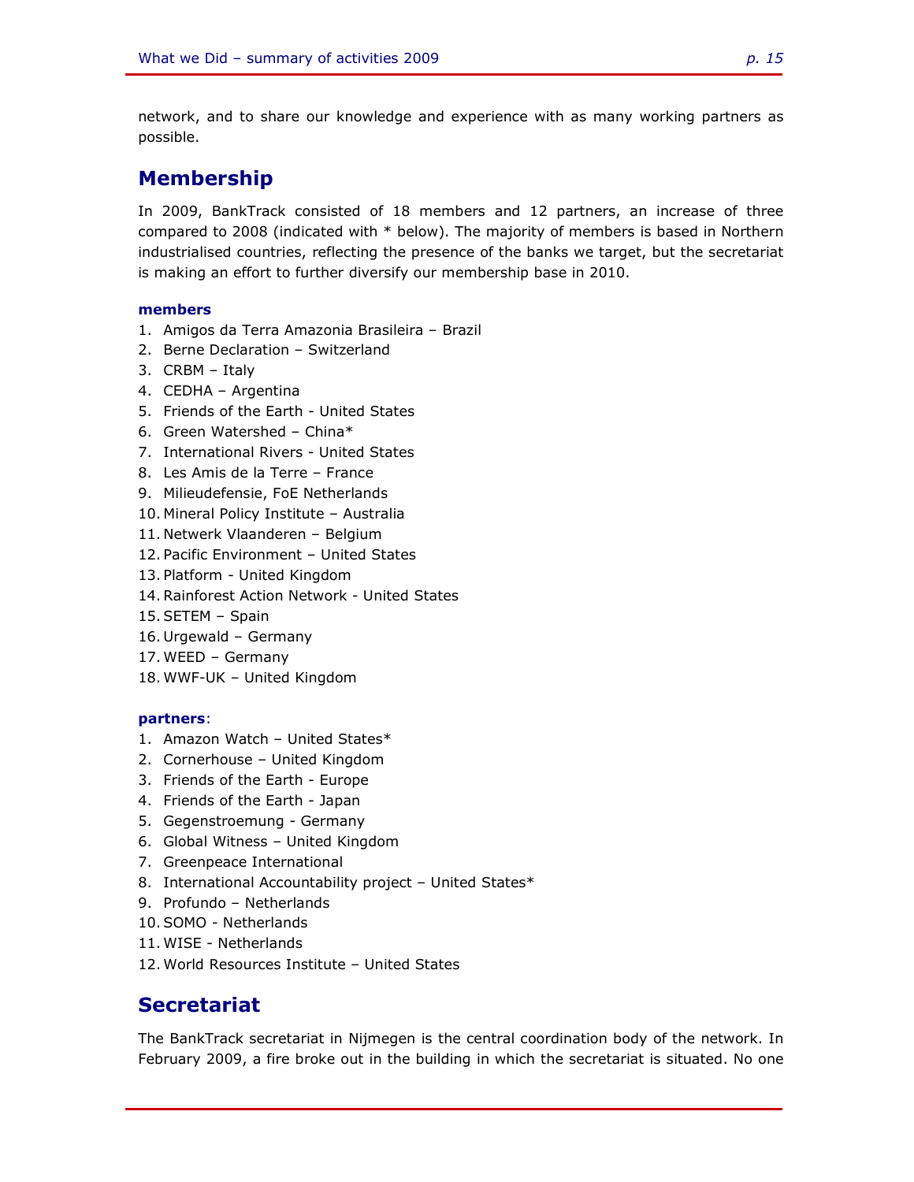network, and to share our knowledge and experience with as many working partners as possible.

## Membership

In 2009, BankTrack consisted of 18 members and 12 partners, an increase of three compared to 2008 (indicated with * below). The majority of members is based in Northern industrialised countries, reflecting the presence of the banks we target, but the secretariat is making an effort to further diversify our membership base in 2010.

#### members

1. Amigos da Terra Amazonia Brasileira – Brazil
2. Berne Declaration – Switzerland
3. CRBM – Italy
4. CEDHA – Argentina
5. Friends of the Earth - United States
6. Green Watershed – China*
7. International Rivers - United States
8. Les Amis de la Terre – France
9. Milieudefensie, FoE Netherlands
10. Mineral Policy Institute – Australia
11. Netwerk Vlaanderen – Belgium
12. Pacific Environment – United States
13. Platform - United Kingdom
14. Rainforest Action Network - United States
15. SETEM – Spain
16. Urgewald – Germany
17. WEED – Germany
18. WWF-UK – United Kingdom

#### partners:

1. Amazon Watch – United States*
2. Cornerhouse – United Kingdom
3. Friends of the Earth - Europe
4. Friends of the Earth - Japan
5. Gegenstroemung - Germany
6. Global Witness – United Kingdom
7. Greenpeace International
8. International Accountability project – United States*
9. Profundo – Netherlands
10. SOMO - Netherlands
11. WISE - Netherlands
12. World Resources Institute – United States

## Secretariat

The BankTrack secretariat in Nijmegen is the central coordination body of the network. In February 2009, a fire broke out in the building in which the secretariat is situated. No one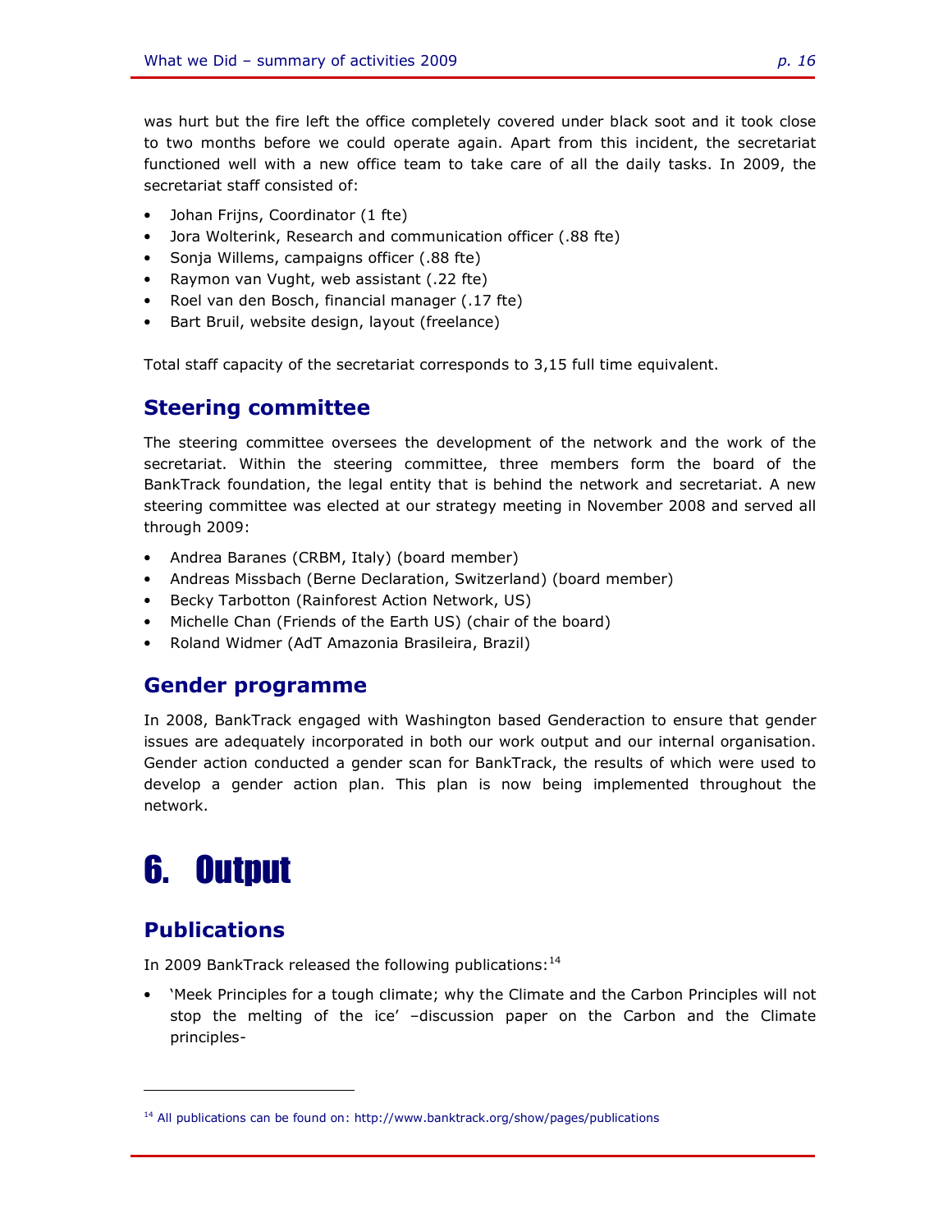was hurt but the fire left the office completely covered under black soot and it took close to two months before we could operate again. Apart from this incident, the secretariat functioned well with a new office team to take care of all the daily tasks. In 2009, the secretariat staff consisted of:

- Johan Frijns, Coordinator (1 fte)
- Jora Wolterink, Research and communication officer (.88 fte)
- Sonja Willems, campaigns officer (.88 fte)
- Raymon van Vught, web assistant (.22 fte)
- Roel van den Bosch, financial manager (.17 fte)
- Bart Bruil, website design, layout (freelance)

Total staff capacity of the secretariat corresponds to 3,15 full time equivalent.

## Steering committee

The steering committee oversees the development of the network and the work of the secretariat. Within the steering committee, three members form the board of the BankTrack foundation, the legal entity that is behind the network and secretariat. A new steering committee was elected at our strategy meeting in November 2008 and served all through 2009:

- Andrea Baranes (CRBM, Italy) (board member)
- Andreas Missbach (Berne Declaration, Switzerland) (board member)
- Becky Tarbotton (Rainforest Action Network, US)
- Michelle Chan (Friends of the Earth US) (chair of the board)
- Roland Widmer (AdT Amazonia Brasileira, Brazil)

## Gender programme

In 2008, BankTrack engaged with Washington based Genderaction to ensure that gender issues are adequately incorporated in both our work output and our internal organisation. Gender action conducted a gender scan for BankTrack, the results of which were used to develop a gender action plan. This plan is now being implemented throughout the network.

# 6. Output

## Publications

In 2009 BankTrack released the following publications:[14]

- 'Meek Principles for a tough climate; why the Climate and the Carbon Principles will not stop the melting of the ice' –discussion paper on the Carbon and the Climate principles-

[14] All publications can be found on: http://www.banktrack.org/show/pages/publications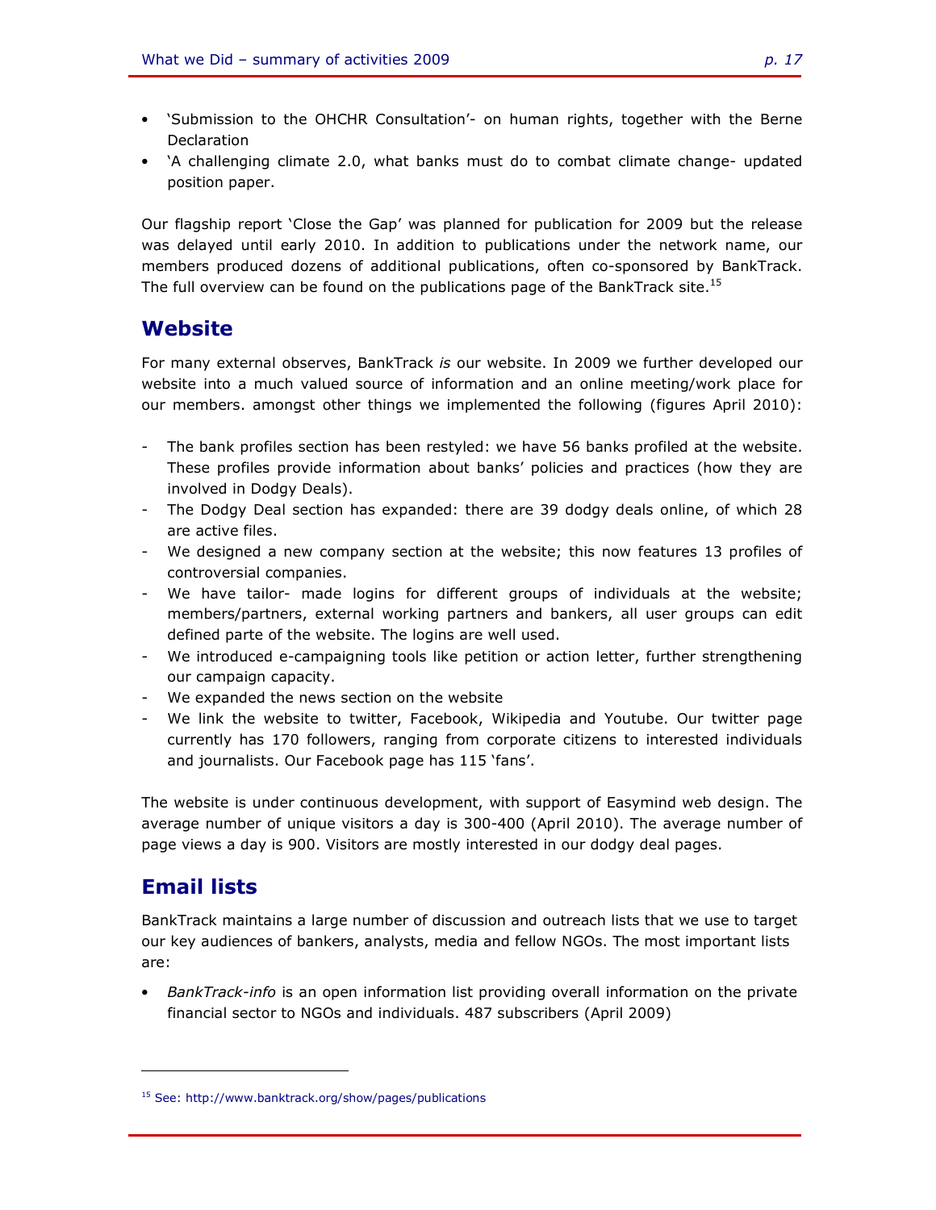- 'Submission to the OHCHR Consultation'- on human rights, together with the Berne Declaration
- 'A challenging climate 2.0, what banks must do to combat climate change- updated position paper.

Our flagship report 'Close the Gap' was planned for publication for 2009 but the release was delayed until early 2010. In addition to publications under the network name, our members produced dozens of additional publications, often co-sponsored by BankTrack. The full overview can be found on the publications page of the BankTrack site.[15]

## Website

For many external observes, BankTrack *is* our website. In 2009 we further developed our website into a much valued source of information and an online meeting/work place for our members. amongst other things we implemented the following (figures April 2010):

- The bank profiles section has been restyled: we have 56 banks profiled at the website. These profiles provide information about banks' policies and practices (how they are involved in Dodgy Deals).
- The Dodgy Deal section has expanded: there are 39 dodgy deals online, of which 28 are active files.
- We designed a new company section at the website; this now features 13 profiles of controversial companies.
- We have tailor- made logins for different groups of individuals at the website; members/partners, external working partners and bankers, all user groups can edit defined parte of the website. The logins are well used.
- We introduced e-campaigning tools like petition or action letter, further strengthening our campaign capacity.
- We expanded the news section on the website
- We link the website to twitter, Facebook, Wikipedia and Youtube. Our twitter page currently has 170 followers, ranging from corporate citizens to interested individuals and journalists. Our Facebook page has 115 'fans'.

The website is under continuous development, with support of Easymind web design. The average number of unique visitors a day is 300-400 (April 2010). The average number of page views a day is 900. Visitors are mostly interested in our dodgy deal pages.

## Email lists

BankTrack maintains a large number of discussion and outreach lists that we use to target our key audiences of bankers, analysts, media and fellow NGOs. The most important lists are:

- *BankTrack-info* is an open information list providing overall information on the private financial sector to NGOs and individuals. 487 subscribers (April 2009)

---

[15] See: http://www.banktrack.org/show/pages/publications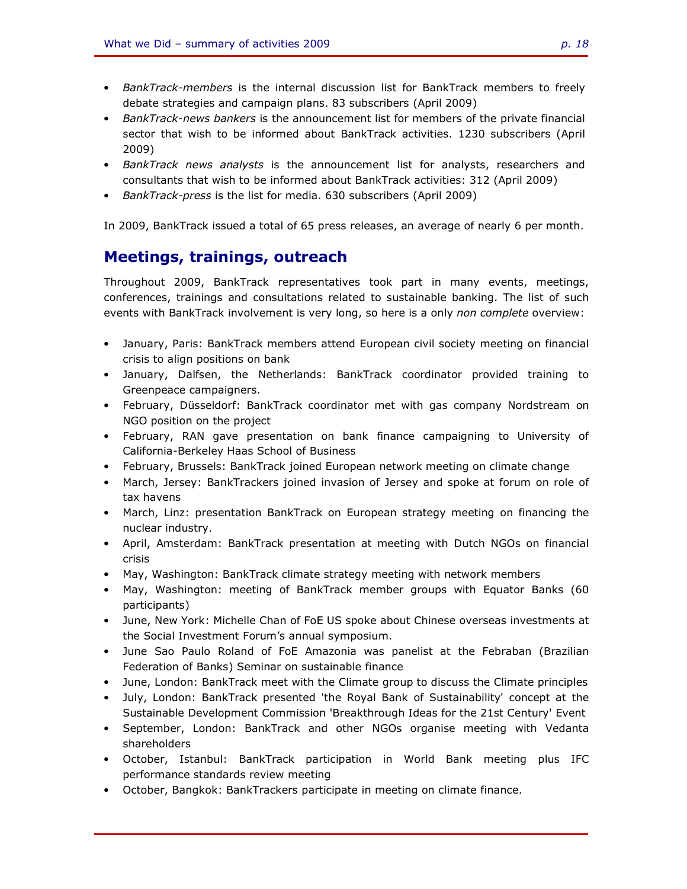- *BankTrack-members* is the internal discussion list for BankTrack members to freely debate strategies and campaign plans. 83 subscribers (April 2009)
- *BankTrack-news bankers* is the announcement list for members of the private financial sector that wish to be informed about BankTrack activities. 1230 subscribers (April 2009)
- *BankTrack news analysts* is the announcement list for analysts, researchers and consultants that wish to be informed about BankTrack activities: 312 (April 2009)
- *BankTrack-press* is the list for media. 630 subscribers (April 2009)

In 2009, BankTrack issued a total of 65 press releases, an average of nearly 6 per month.

## Meetings, trainings, outreach

Throughout 2009, BankTrack representatives took part in many events, meetings, conferences, trainings and consultations related to sustainable banking. The list of such events with BankTrack involvement is very long, so here is a only *non complete* overview:

- January, Paris: BankTrack members attend European civil society meeting on financial crisis to align positions on bank
- January, Dalfsen, the Netherlands: BankTrack coordinator provided training to Greenpeace campaigners.
- February, Düsseldorf: BankTrack coordinator met with gas company Nordstream on NGO position on the project
- February, RAN gave presentation on bank finance campaigning to University of California-Berkeley Haas School of Business
- February, Brussels: BankTrack joined European network meeting on climate change
- March, Jersey: BankTrackers joined invasion of Jersey and spoke at forum on role of tax havens
- March, Linz: presentation BankTrack on European strategy meeting on financing the nuclear industry.
- April, Amsterdam: BankTrack presentation at meeting with Dutch NGOs on financial crisis
- May, Washington: BankTrack climate strategy meeting with network members
- May, Washington: meeting of BankTrack member groups with Equator Banks (60 participants)
- June, New York: Michelle Chan of FoE US spoke about Chinese overseas investments at the Social Investment Forum's annual symposium.
- June Sao Paulo Roland of FoE Amazonia was panelist at the Febraban (Brazilian Federation of Banks) Seminar on sustainable finance
- June, London: BankTrack meet with the Climate group to discuss the Climate principles
- July, London: BankTrack presented 'the Royal Bank of Sustainability' concept at the Sustainable Development Commission 'Breakthrough Ideas for the 21st Century' Event
- September, London: BankTrack and other NGOs organise meeting with Vedanta shareholders
- October, Istanbul: BankTrack participation in World Bank meeting plus IFC performance standards review meeting
- October, Bangkok: BankTrackers participate in meeting on climate finance.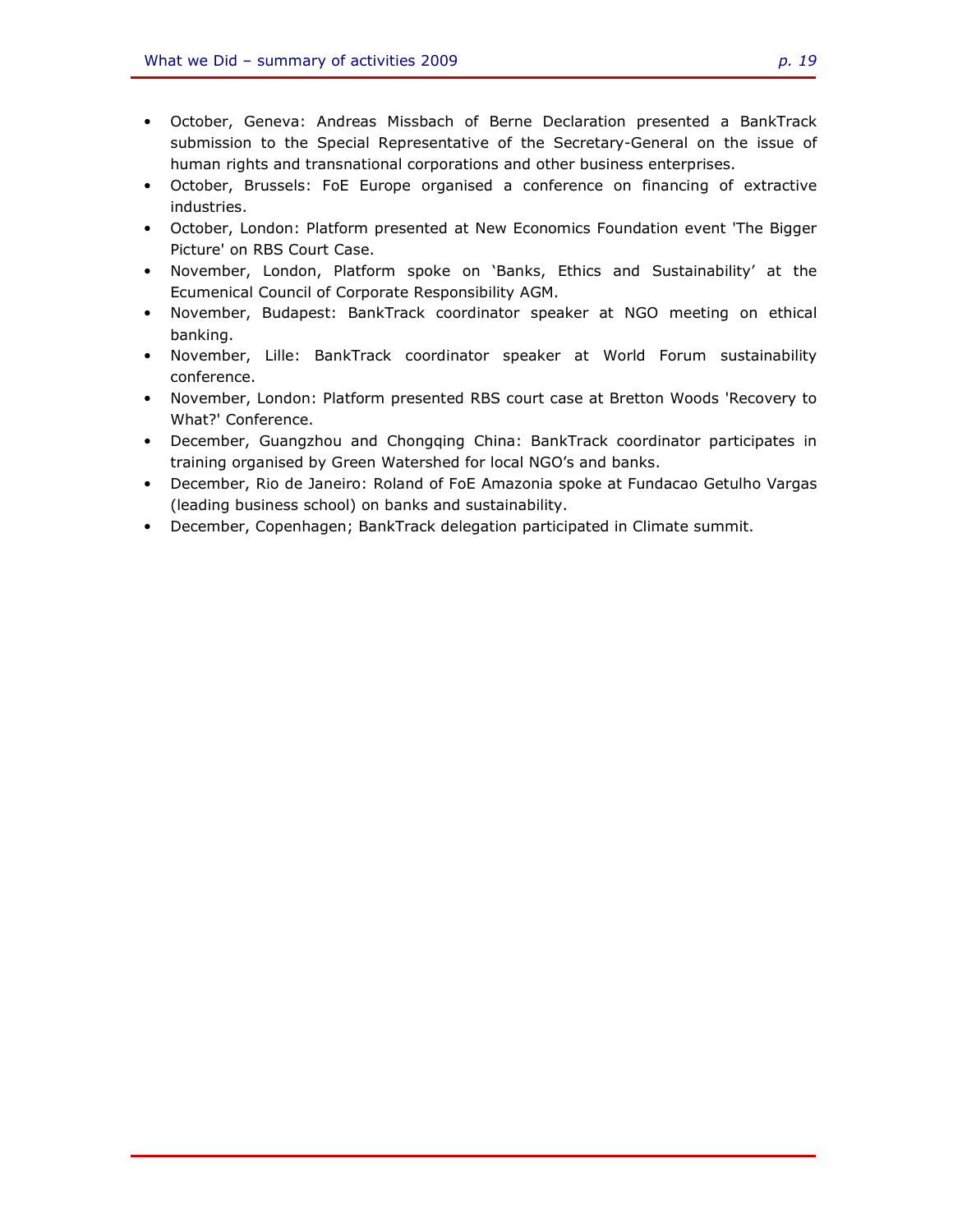- October, Geneva: Andreas Missbach of Berne Declaration presented a BankTrack submission to the Special Representative of the Secretary-General on the issue of human rights and transnational corporations and other business enterprises.
- October, Brussels: FoE Europe organised a conference on financing of extractive industries.
- October, London: Platform presented at New Economics Foundation event 'The Bigger Picture' on RBS Court Case.
- November, London, Platform spoke on 'Banks, Ethics and Sustainability' at the Ecumenical Council of Corporate Responsibility AGM.
- November, Budapest: BankTrack coordinator speaker at NGO meeting on ethical banking.
- November, Lille: BankTrack coordinator speaker at World Forum sustainability conference.
- November, London: Platform presented RBS court case at Bretton Woods 'Recovery to What?' Conference.
- December, Guangzhou and Chongqing China: BankTrack coordinator participates in training organised by Green Watershed for local NGO's and banks.
- December, Rio de Janeiro: Roland of FoE Amazonia spoke at Fundacao Getulho Vargas (leading business school) on banks and sustainability.
- December, Copenhagen; BankTrack delegation participated in Climate summit.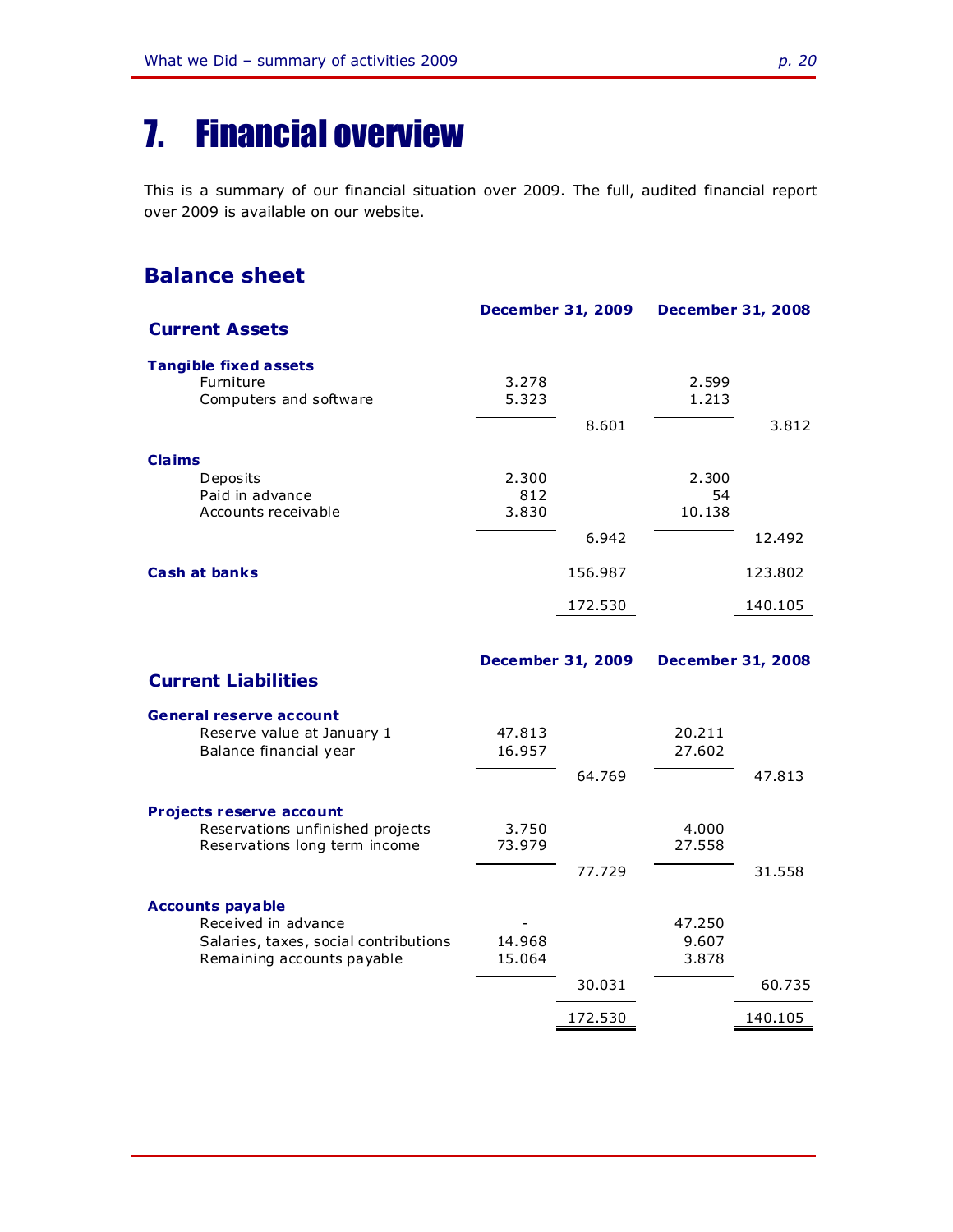# 7. Financial overview

This is a summary of our financial situation over 2009. The full, audited financial report over 2009 is available on our website.

## Balance sheet

| Current Assets | December 31, 2009 | | December 31, 2008 | |
|---|---|---|---|---|
| **Tangible fixed assets** | | | | |
| Furniture | 3.278 | | 2.599 | |
| Computers and software | 5.323 | | 1.213 | |
| | | 8.601 | | 3.812 |
| **Claims** | | | | |
| Deposits | 2.300 | | 2.300 | |
| Paid in advance | 812 | | 54 | |
| Accounts receivable | 3.830 | | 10.138 | |
| | | 6.942 | | 12.492 |
| **Cash at banks** | | 156.987 | | 123.802 |
| | | 172.530 | | 140.105 |

| Current Liabilities | December 31, 2009 | | December 31, 2008 | |
|---|---|---|---|---|
| **General reserve account** | | | | |
| Reserve value at January 1 | 47.813 | | 20.211 | |
| Balance financial year | 16.957 | | 27.602 | |
| | | 64.769 | | 47.813 |
| **Projects reserve account** | | | | |
| Reservations unfinished projects | 3.750 | | 4.000 | |
| Reservations long term income | 73.979 | | 27.558 | |
| | | 77.729 | | 31.558 |
| **Accounts payable** | | | | |
| Received in advance | - | | 47.250 | |
| Salaries, taxes, social contributions | 14.968 | | 9.607 | |
| Remaining accounts payable | 15.064 | | 3.878 | |
| | | 30.031 | | 60.735 |
| | | 172.530 | | 140.105 |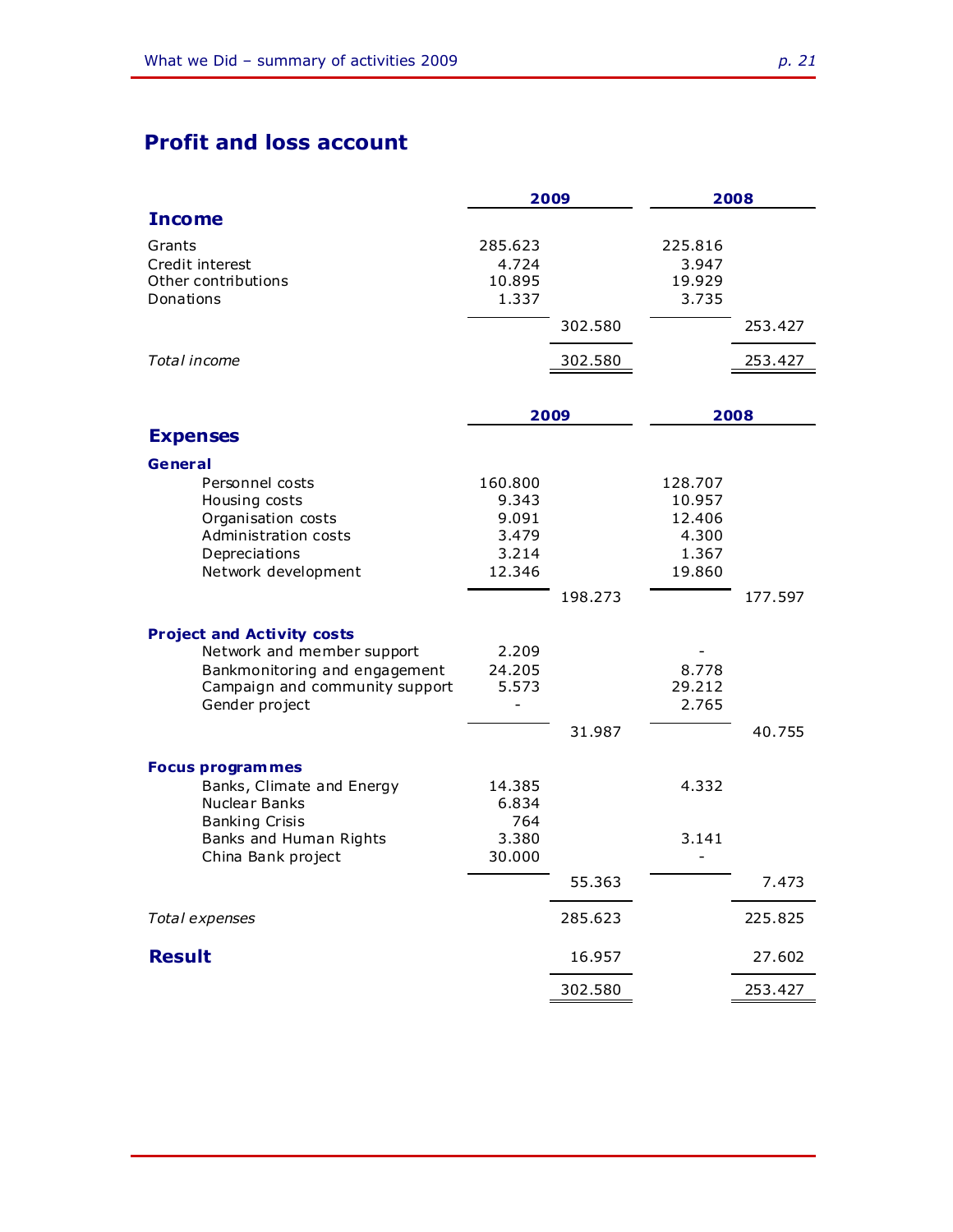## Profit and loss account

| | 2009 | | 2008 | |
|---|---|---|---|---|
| **Income** | | | | |
| Grants | 285.623 | | 225.816 | |
| Credit interest | 4.724 | | 3.947 | |
| Other contributions | 10.895 | | 19.929 | |
| Donations | 1.337 | | 3.735 | |
| | | 302.580 | | 253.427 |
| *Total income* | | 302.580 | | 253.427 |

| | 2009 | | 2008 | |
|---|---|---|---|---|
| **Expenses** | | | | |
| **General** | | | | |
| Personnel costs | 160.800 | | 128.707 | |
| Housing costs | 9.343 | | 10.957 | |
| Organisation costs | 9.091 | | 12.406 | |
| Administration costs | 3.479 | | 4.300 | |
| Depreciations | 3.214 | | 1.367 | |
| Network development | 12.346 | | 19.860 | |
| | | 198.273 | | 177.597 |
| **Project and Activity costs** | | | | |
| Network and member support | 2.209 | | - | |
| Bankmonitoring and engagement | 24.205 | | 8.778 | |
| Campaign and community support | 5.573 | | 29.212 | |
| Gender project | - | | 2.765 | |
| | | 31.987 | | 40.755 |
| **Focus programmes** | | | | |
| Banks, Climate and Energy | 14.385 | | 4.332 | |
| Nuclear Banks | 6.834 | | | |
| Banking Crisis | 764 | | | |
| Banks and Human Rights | 3.380 | | 3.141 | |
| China Bank project | 30.000 | | - | |
| | | 55.363 | | 7.473 |
| *Total expenses* | | 285.623 | | 225.825 |
| **Result** | | 16.957 | | 27.602 |
| | | 302.580 | | 253.427 |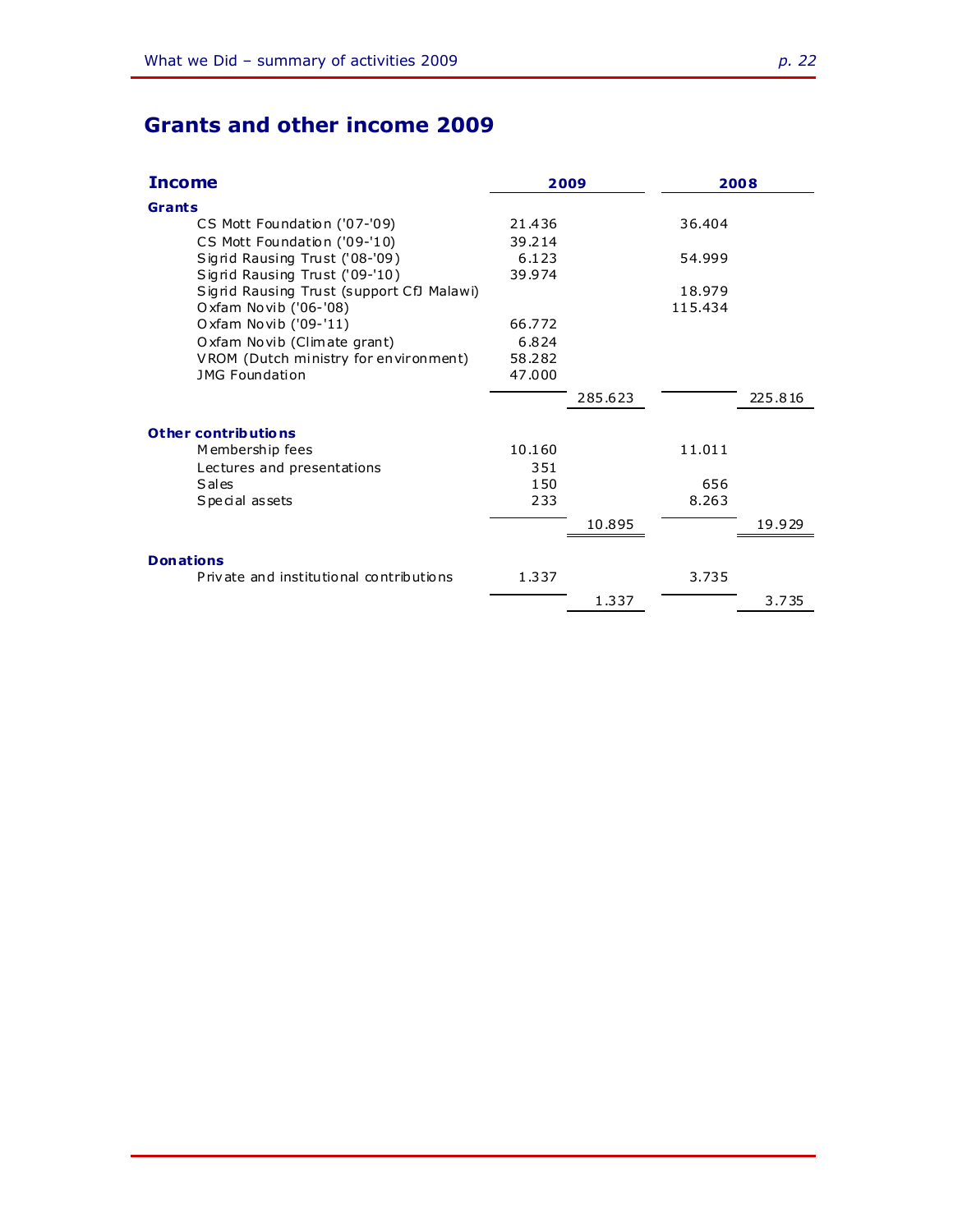## Grants and other income 2009

| Income | 2009 | | 2008 | |
|---|---|---|---|---|
| **Grants** | | | | |
| CS Mott Foundation ('07-'09) | 21.436 | | 36.404 | |
| CS Mott Foundation ('09-'10) | 39.214 | | | |
| Sigrid Rausing Trust ('08-'09) | 6.123 | | 54.999 | |
| Sigrid Rausing Trust ('09-'10) | 39.974 | | | |
| Sigrid Rausing Trust (support CfJ Malawi) | | | 18.979 | |
| Oxfam Novib ('06-'08) | | | 115.434 | |
| Oxfam Novib ('09-'11) | 66.772 | | | |
| Oxfam Novib (Climate grant) | 6.824 | | | |
| VROM (Dutch ministry for environment) | 58.282 | | | |
| JMG Foundation | 47.000 | | | |
| | | 285.623 | | 225.816 |
| **Other contributions** | | | | |
| Membership fees | 10.160 | | 11.011 | |
| Lectures and presentations | 351 | | | |
| Sales | 150 | | 656 | |
| Special assets | 233 | | 8.263 | |
| | | 10.895 | | 19.929 |
| **Donations** | | | | |
| Private and institutional contributions | 1.337 | | 3.735 | |
| | | 1.337 | | 3.735 |